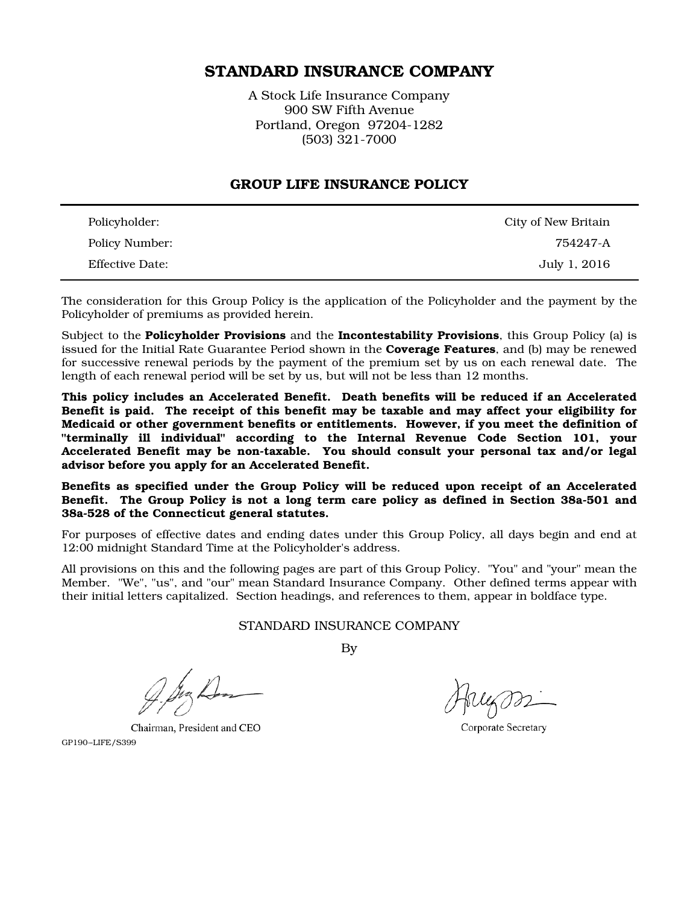# STANDARD INSURANCE COMPANY

A Stock Life Insurance Company
900 SW Fifth Avenue
Portland, Oregon 97204-1282
(503) 321-7000

## GROUP LIFE INSURANCE POLICY

| | |
|---|---|
| Policyholder: | City of New Britain |
| Policy Number: | 754247-A |
| Effective Date: | July 1, 2016 |

The consideration for this Group Policy is the application of the Policyholder and the payment by the Policyholder of premiums as provided herein.

Subject to the **Policyholder Provisions** and the **Incontestability Provisions**, this Group Policy (a) is issued for the Initial Rate Guarantee Period shown in the **Coverage Features**, and (b) may be renewed for successive renewal periods by the payment of the premium set by us on each renewal date. The length of each renewal period will be set by us, but will not be less than 12 months.

**This policy includes an Accelerated Benefit. Death benefits will be reduced if an Accelerated Benefit is paid. The receipt of this benefit may be taxable and may affect your eligibility for Medicaid or other government benefits or entitlements. However, if you meet the definition of "terminally ill individual" according to the Internal Revenue Code Section 101, your Accelerated Benefit may be non-taxable. You should consult your personal tax and/or legal advisor before you apply for an Accelerated Benefit.**

**Benefits as specified under the Group Policy will be reduced upon receipt of an Accelerated Benefit. The Group Policy is not a long term care policy as defined in Section 38a-501 and 38a-528 of the Connecticut general statutes.**

For purposes of effective dates and ending dates under this Group Policy, all days begin and end at 12:00 midnight Standard Time at the Policyholder's address.

All provisions on this and the following pages are part of this Group Policy. "You" and "your" mean the Member. "We", "us", and "our" mean Standard Insurance Company. Other defined terms appear with their initial letters capitalized. Section headings, and references to them, appear in boldface type.

STANDARD INSURANCE COMPANY

By

Chairman, President and CEO

Corporate Secretary

GP190–LIFE/S399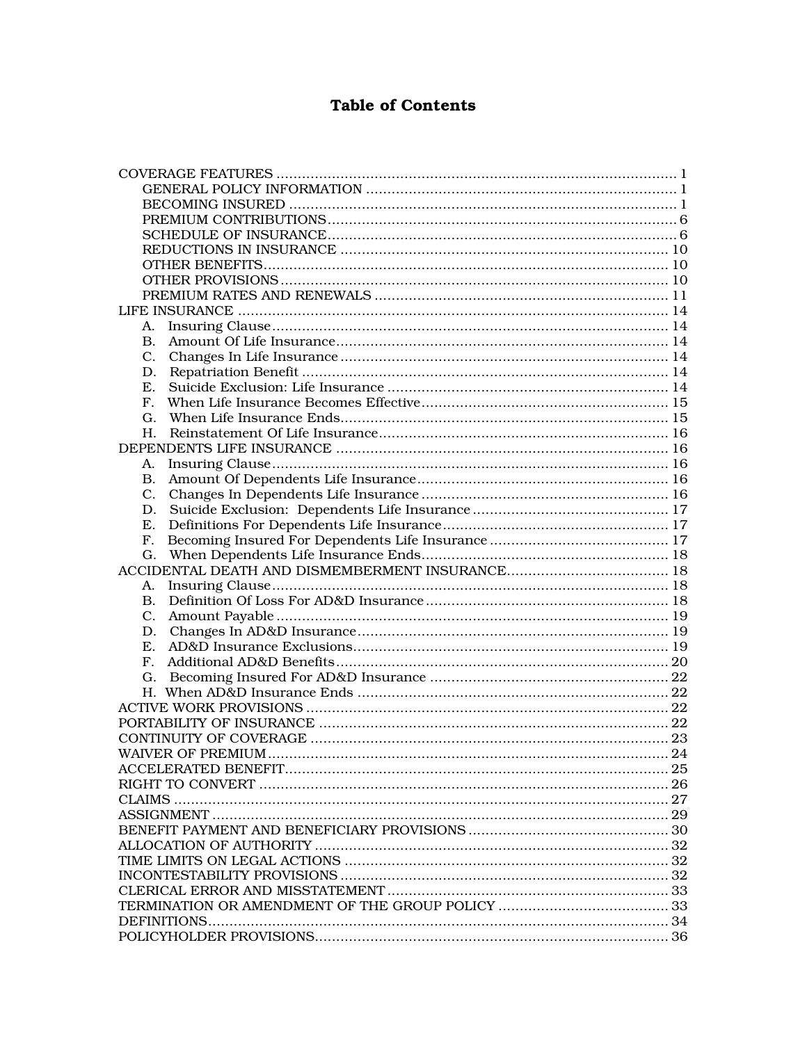# Table of Contents

COVERAGE FEATURES ..... 1
- GENERAL POLICY INFORMATION ..... 1
- BECOMING INSURED ..... 1
- PREMIUM CONTRIBUTIONS ..... 6
- SCHEDULE OF INSURANCE ..... 6
- REDUCTIONS IN INSURANCE ..... 10
- OTHER BENEFITS ..... 10
- OTHER PROVISIONS ..... 10
- PREMIUM RATES AND RENEWALS ..... 11

LIFE INSURANCE ..... 14
- A. Insuring Clause ..... 14
- B. Amount Of Life Insurance ..... 14
- C. Changes In Life Insurance ..... 14
- D. Repatriation Benefit ..... 14
- E. Suicide Exclusion: Life Insurance ..... 14
- F. When Life Insurance Becomes Effective ..... 15
- G. When Life Insurance Ends ..... 15
- H. Reinstatement Of Life Insurance ..... 16

DEPENDENTS LIFE INSURANCE ..... 16
- A. Insuring Clause ..... 16
- B. Amount Of Dependents Life Insurance ..... 16
- C. Changes In Dependents Life Insurance ..... 16
- D. Suicide Exclusion: Dependents Life Insurance ..... 17
- E. Definitions For Dependents Life Insurance ..... 17
- F. Becoming Insured For Dependents Life Insurance ..... 17
- G. When Dependents Life Insurance Ends ..... 18

ACCIDENTAL DEATH AND DISMEMBERMENT INSURANCE ..... 18
- A. Insuring Clause ..... 18
- B. Definition Of Loss For AD&D Insurance ..... 18
- C. Amount Payable ..... 19
- D. Changes In AD&D Insurance ..... 19
- E. AD&D Insurance Exclusions ..... 19
- F. Additional AD&D Benefits ..... 20
- G. Becoming Insured For AD&D Insurance ..... 22
- H. When AD&D Insurance Ends ..... 22

ACTIVE WORK PROVISIONS ..... 22

PORTABILITY OF INSURANCE ..... 22

CONTINUITY OF COVERAGE ..... 23

WAIVER OF PREMIUM ..... 24

ACCELERATED BENEFIT ..... 25

RIGHT TO CONVERT ..... 26

CLAIMS ..... 27

ASSIGNMENT ..... 29

BENEFIT PAYMENT AND BENEFICIARY PROVISIONS ..... 30

ALLOCATION OF AUTHORITY ..... 32

TIME LIMITS ON LEGAL ACTIONS ..... 32

INCONTESTABILITY PROVISIONS ..... 32

CLERICAL ERROR AND MISSTATEMENT ..... 33

TERMINATION OR AMENDMENT OF THE GROUP POLICY ..... 33

DEFINITIONS ..... 34

POLICYHOLDER PROVISIONS ..... 36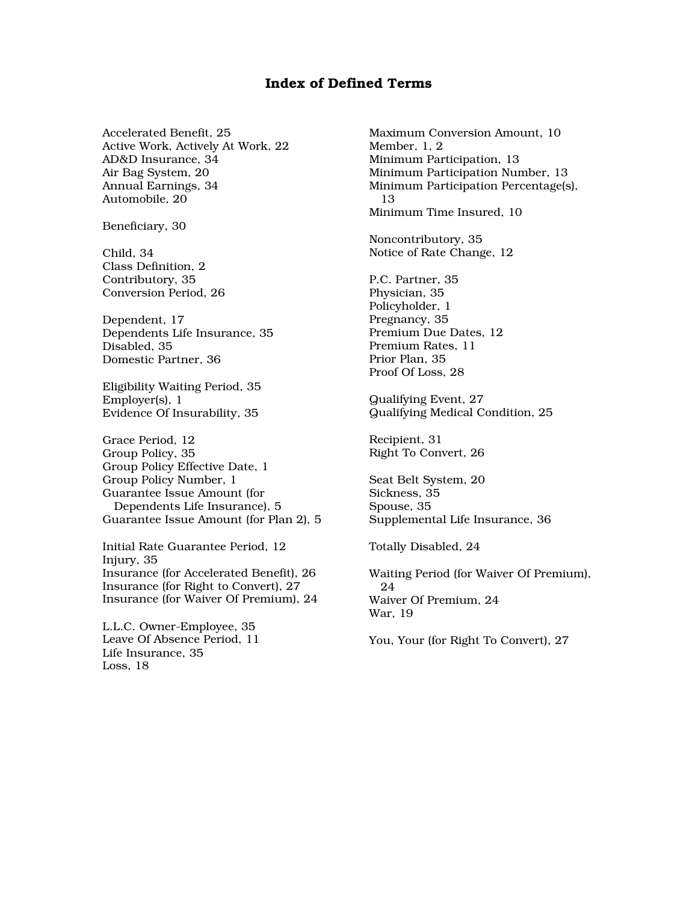# Index of Defined Terms

Accelerated Benefit, 25
Active Work, Actively At Work, 22
AD&D Insurance, 34
Air Bag System, 20
Annual Earnings, 34
Automobile, 20

Beneficiary, 30

Child, 34
Class Definition, 2
Contributory, 35
Conversion Period, 26

Dependent, 17
Dependents Life Insurance, 35
Disabled, 35
Domestic Partner, 36

Eligibility Waiting Period, 35
Employer(s), 1
Evidence Of Insurability, 35

Grace Period, 12
Group Policy, 35
Group Policy Effective Date, 1
Group Policy Number, 1
Guarantee Issue Amount (for Dependents Life Insurance), 5
Guarantee Issue Amount (for Plan 2), 5

Initial Rate Guarantee Period, 12
Injury, 35
Insurance (for Accelerated Benefit), 26
Insurance (for Right to Convert), 27
Insurance (for Waiver Of Premium), 24

L.L.C. Owner-Employee, 35
Leave Of Absence Period, 11
Life Insurance, 35
Loss, 18

Maximum Conversion Amount, 10
Member, 1, 2
Minimum Participation, 13
Minimum Participation Number, 13
Minimum Participation Percentage(s), 13
Minimum Time Insured, 10

Noncontributory, 35
Notice of Rate Change, 12

P.C. Partner, 35
Physician, 35
Policyholder, 1
Pregnancy, 35
Premium Due Dates, 12
Premium Rates, 11
Prior Plan, 35
Proof Of Loss, 28

Qualifying Event, 27
Qualifying Medical Condition, 25

Recipient, 31
Right To Convert, 26

Seat Belt System, 20
Sickness, 35
Spouse, 35
Supplemental Life Insurance, 36

Totally Disabled, 24

Waiting Period (for Waiver Of Premium), 24
Waiver Of Premium, 24
War, 19

You, Your (for Right To Convert), 27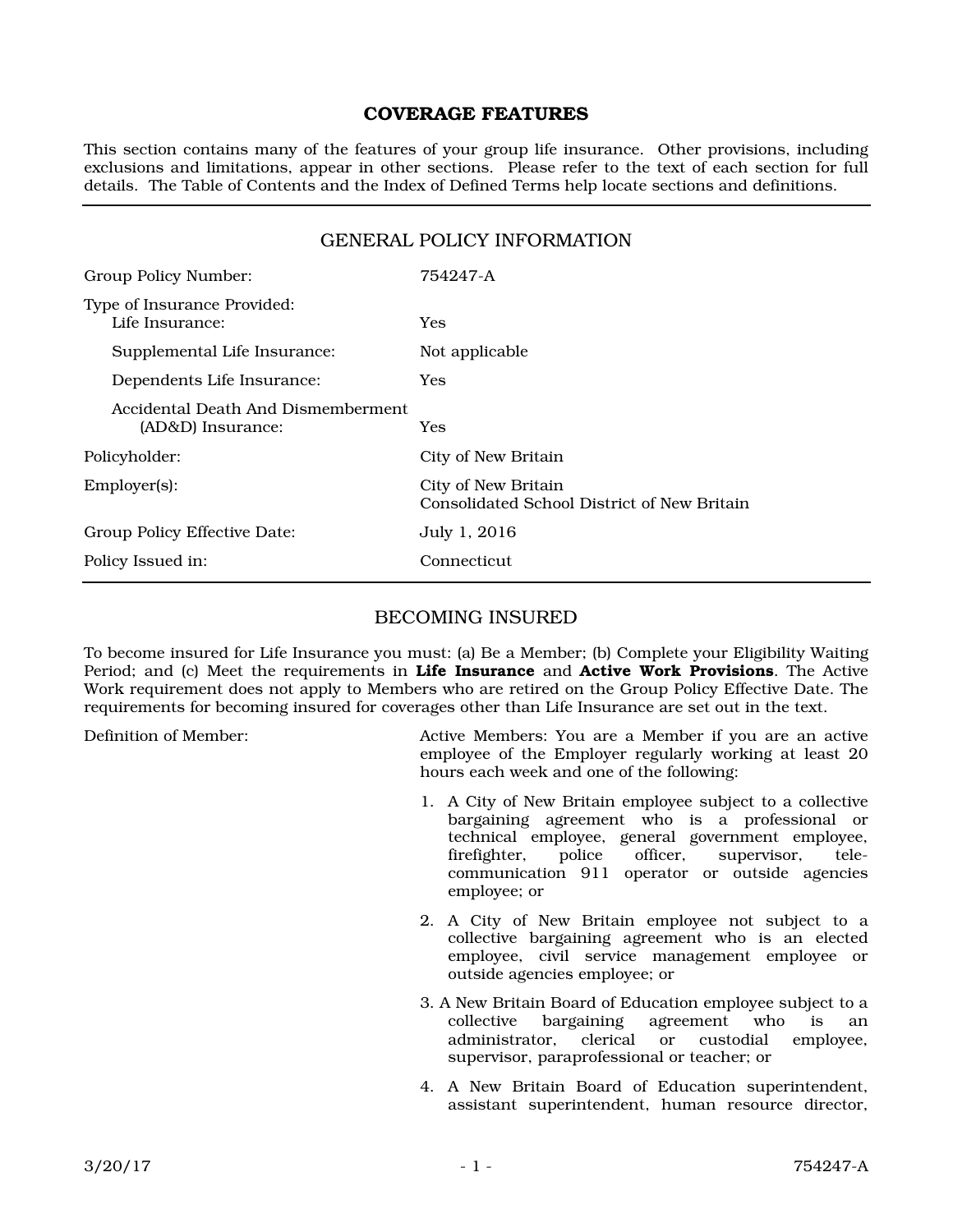# COVERAGE FEATURES

This section contains many of the features of your group life insurance. Other provisions, including exclusions and limitations, appear in other sections. Please refer to the text of each section for full details. The Table of Contents and the Index of Defined Terms help locate sections and definitions.

## GENERAL POLICY INFORMATION

| | |
|---|---|
| Group Policy Number: | 754247-A |
| Type of Insurance Provided: | |
| Life Insurance: | Yes |
| Supplemental Life Insurance: | Not applicable |
| Dependents Life Insurance: | Yes |
| Accidental Death And Dismemberment (AD&D) Insurance: | Yes |
| Policyholder: | City of New Britain |
| Employer(s): | City of New Britain<br>Consolidated School District of New Britain |
| Group Policy Effective Date: | July 1, 2016 |
| Policy Issued in: | Connecticut |

## BECOMING INSURED

To become insured for Life Insurance you must: (a) Be a Member; (b) Complete your Eligibility Waiting Period; and (c) Meet the requirements in **Life Insurance** and **Active Work Provisions**. The Active Work requirement does not apply to Members who are retired on the Group Policy Effective Date. The requirements for becoming insured for coverages other than Life Insurance are set out in the text.

Definition of Member:

Active Members: You are a Member if you are an active employee of the Employer regularly working at least 20 hours each week and one of the following:

1. A City of New Britain employee subject to a collective bargaining agreement who is a professional or technical employee, general government employee, firefighter, police officer, supervisor, tele-communication 911 operator or outside agencies employee; or

2. A City of New Britain employee not subject to a collective bargaining agreement who is an elected employee, civil service management employee or outside agencies employee; or

3. A New Britain Board of Education employee subject to a collective bargaining agreement who is an administrator, clerical or custodial employee, supervisor, paraprofessional or teacher; or

4. A New Britain Board of Education superintendent, assistant superintendent, human resource director,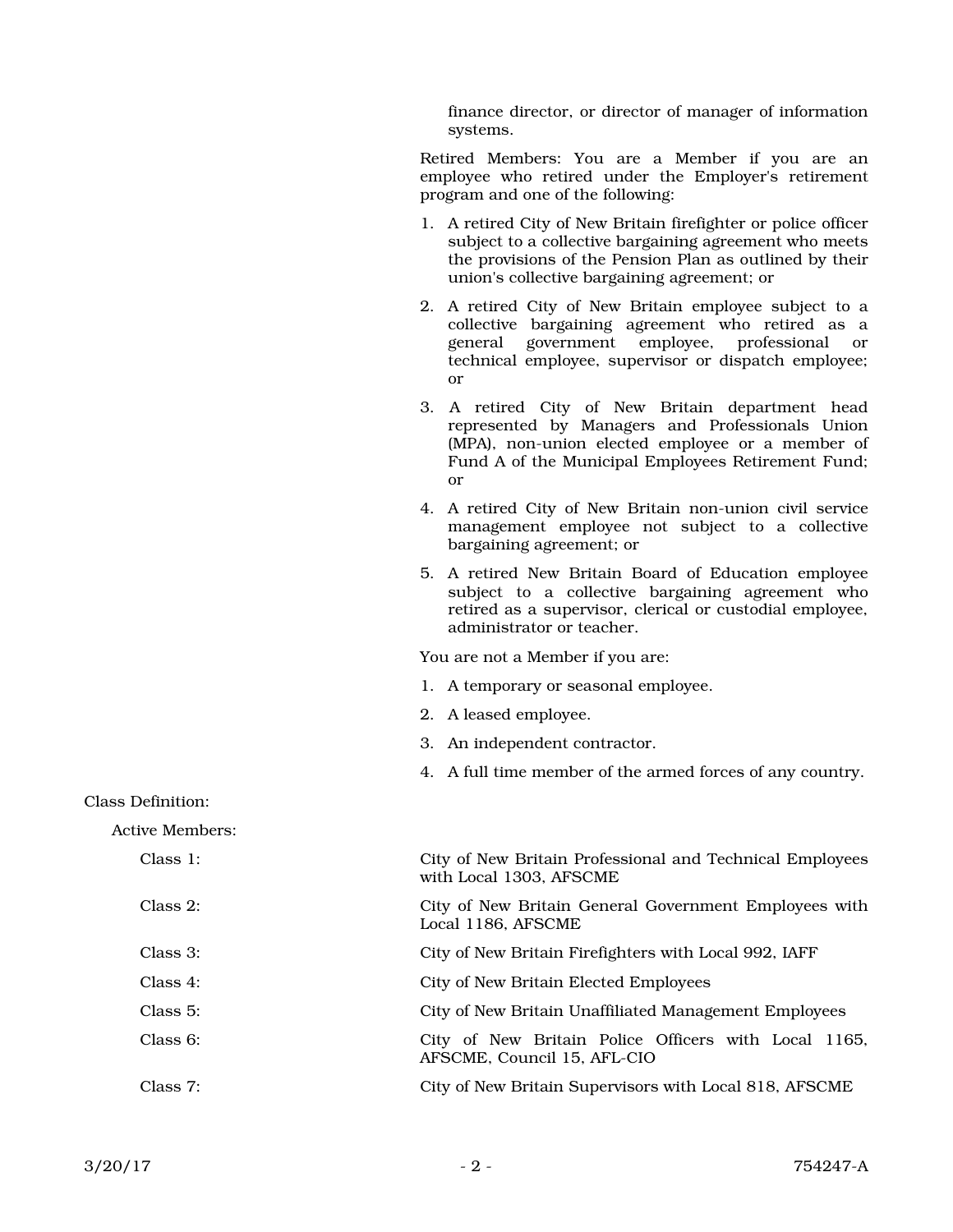finance director, or director of manager of information systems.

Retired Members: You are a Member if you are an employee who retired under the Employer's retirement program and one of the following:

1. A retired City of New Britain firefighter or police officer subject to a collective bargaining agreement who meets the provisions of the Pension Plan as outlined by their union's collective bargaining agreement; or
2. A retired City of New Britain employee subject to a collective bargaining agreement who retired as a general government employee, professional or technical employee, supervisor or dispatch employee; or
3. A retired City of New Britain department head represented by Managers and Professionals Union (MPA), non-union elected employee or a member of Fund A of the Municipal Employees Retirement Fund; or
4. A retired City of New Britain non-union civil service management employee not subject to a collective bargaining agreement; or
5. A retired New Britain Board of Education employee subject to a collective bargaining agreement who retired as a supervisor, clerical or custodial employee, administrator or teacher.

You are not a Member if you are:

1. A temporary or seasonal employee.
2. A leased employee.
3. An independent contractor.
4. A full time member of the armed forces of any country.

Class Definition:

Active Members:

| | |
|---|---|
| Class 1: | City of New Britain Professional and Technical Employees with Local 1303, AFSCME |
| Class 2: | City of New Britain General Government Employees with Local 1186, AFSCME |
| Class 3: | City of New Britain Firefighters with Local 992, IAFF |
| Class 4: | City of New Britain Elected Employees |
| Class 5: | City of New Britain Unaffiliated Management Employees |
| Class 6: | City of New Britain Police Officers with Local 1165, AFSCME, Council 15, AFL-CIO |
| Class 7: | City of New Britain Supervisors with Local 818, AFSCME |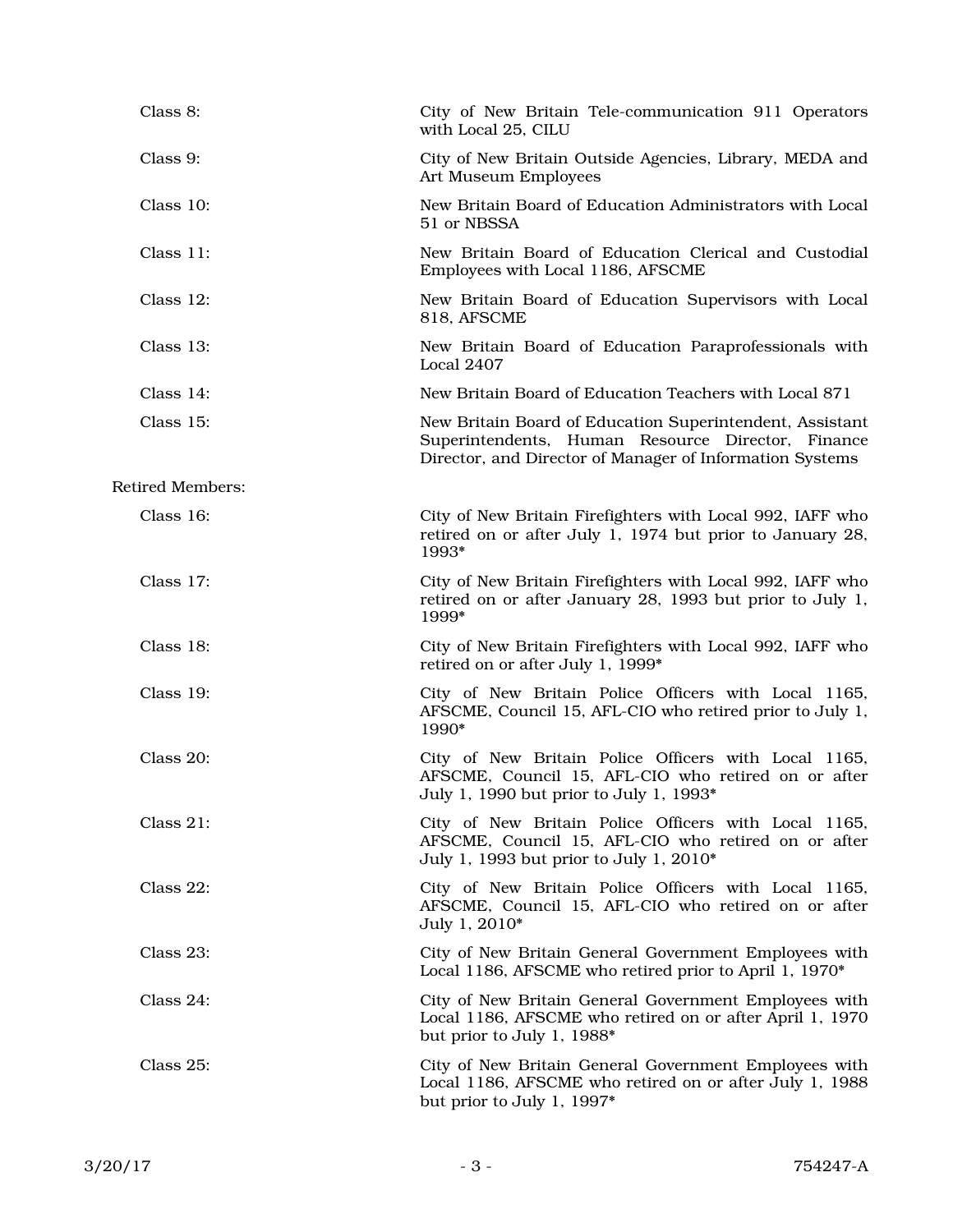Class 8: City of New Britain Tele-communication 911 Operators with Local 25, CILU

Class 9: City of New Britain Outside Agencies, Library, MEDA and Art Museum Employees

Class 10: New Britain Board of Education Administrators with Local 51 or NBSSA

Class 11: New Britain Board of Education Clerical and Custodial Employees with Local 1186, AFSCME

Class 12: New Britain Board of Education Supervisors with Local 818, AFSCME

Class 13: New Britain Board of Education Paraprofessionals with Local 2407

Class 14: New Britain Board of Education Teachers with Local 871

Class 15: New Britain Board of Education Superintendent, Assistant Superintendents, Human Resource Director, Finance Director, and Director of Manager of Information Systems

Retired Members:

Class 16: City of New Britain Firefighters with Local 992, IAFF who retired on or after July 1, 1974 but prior to January 28, 1993*

Class 17: City of New Britain Firefighters with Local 992, IAFF who retired on or after January 28, 1993 but prior to July 1, 1999*

Class 18: City of New Britain Firefighters with Local 992, IAFF who retired on or after July 1, 1999*

Class 19: City of New Britain Police Officers with Local 1165, AFSCME, Council 15, AFL-CIO who retired prior to July 1, 1990*

Class 20: City of New Britain Police Officers with Local 1165, AFSCME, Council 15, AFL-CIO who retired on or after July 1, 1990 but prior to July 1, 1993*

Class 21: City of New Britain Police Officers with Local 1165, AFSCME, Council 15, AFL-CIO who retired on or after July 1, 1993 but prior to July 1, 2010*

Class 22: City of New Britain Police Officers with Local 1165, AFSCME, Council 15, AFL-CIO who retired on or after July 1, 2010*

Class 23: City of New Britain General Government Employees with Local 1186, AFSCME who retired prior to April 1, 1970*

Class 24: City of New Britain General Government Employees with Local 1186, AFSCME who retired on or after April 1, 1970 but prior to July 1, 1988*

Class 25: City of New Britain General Government Employees with Local 1186, AFSCME who retired on or after July 1, 1988 but prior to July 1, 1997*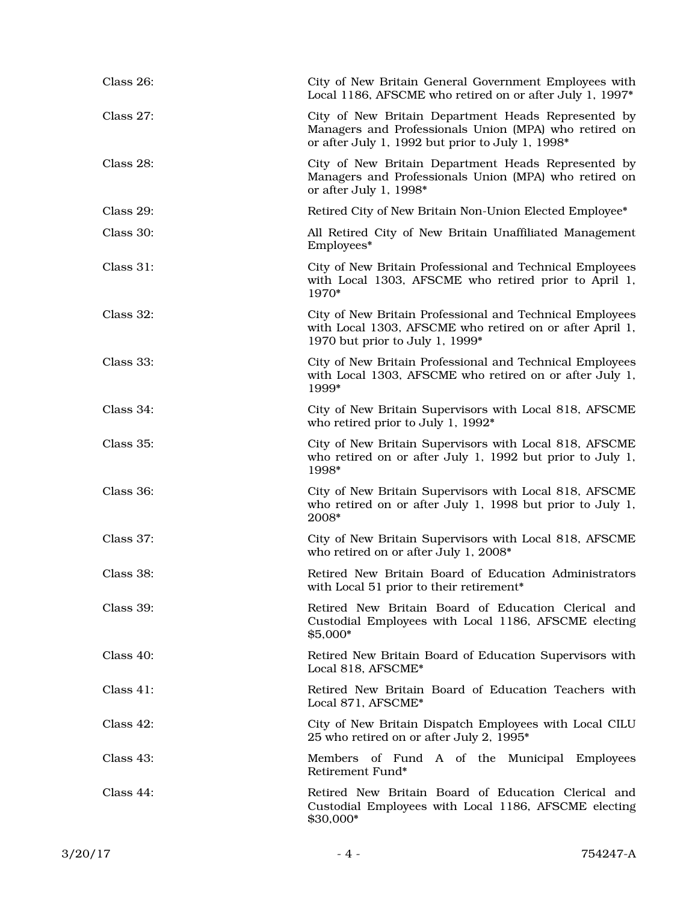| | |
|---|---|
| Class 26: | City of New Britain General Government Employees with Local 1186, AFSCME who retired on or after July 1, 1997* |
| Class 27: | City of New Britain Department Heads Represented by Managers and Professionals Union (MPA) who retired on or after July 1, 1992 but prior to July 1, 1998* |
| Class 28: | City of New Britain Department Heads Represented by Managers and Professionals Union (MPA) who retired on or after July 1, 1998* |
| Class 29: | Retired City of New Britain Non-Union Elected Employee* |
| Class 30: | All Retired City of New Britain Unaffiliated Management Employees* |
| Class 31: | City of New Britain Professional and Technical Employees with Local 1303, AFSCME who retired prior to April 1, 1970* |
| Class 32: | City of New Britain Professional and Technical Employees with Local 1303, AFSCME who retired on or after April 1, 1970 but prior to July 1, 1999* |
| Class 33: | City of New Britain Professional and Technical Employees with Local 1303, AFSCME who retired on or after July 1, 1999* |
| Class 34: | City of New Britain Supervisors with Local 818, AFSCME who retired prior to July 1, 1992* |
| Class 35: | City of New Britain Supervisors with Local 818, AFSCME who retired on or after July 1, 1992 but prior to July 1, 1998* |
| Class 36: | City of New Britain Supervisors with Local 818, AFSCME who retired on or after July 1, 1998 but prior to July 1, 2008* |
| Class 37: | City of New Britain Supervisors with Local 818, AFSCME who retired on or after July 1, 2008* |
| Class 38: | Retired New Britain Board of Education Administrators with Local 51 prior to their retirement* |
| Class 39: | Retired New Britain Board of Education Clerical and Custodial Employees with Local 1186, AFSCME electing $5,000* |
| Class 40: | Retired New Britain Board of Education Supervisors with Local 818, AFSCME* |
| Class 41: | Retired New Britain Board of Education Teachers with Local 871, AFSCME* |
| Class 42: | City of New Britain Dispatch Employees with Local CILU 25 who retired on or after July 2, 1995* |
| Class 43: | Members of Fund A of the Municipal Employees Retirement Fund* |
| Class 44: | Retired New Britain Board of Education Clerical and Custodial Employees with Local 1186, AFSCME electing $30,000* |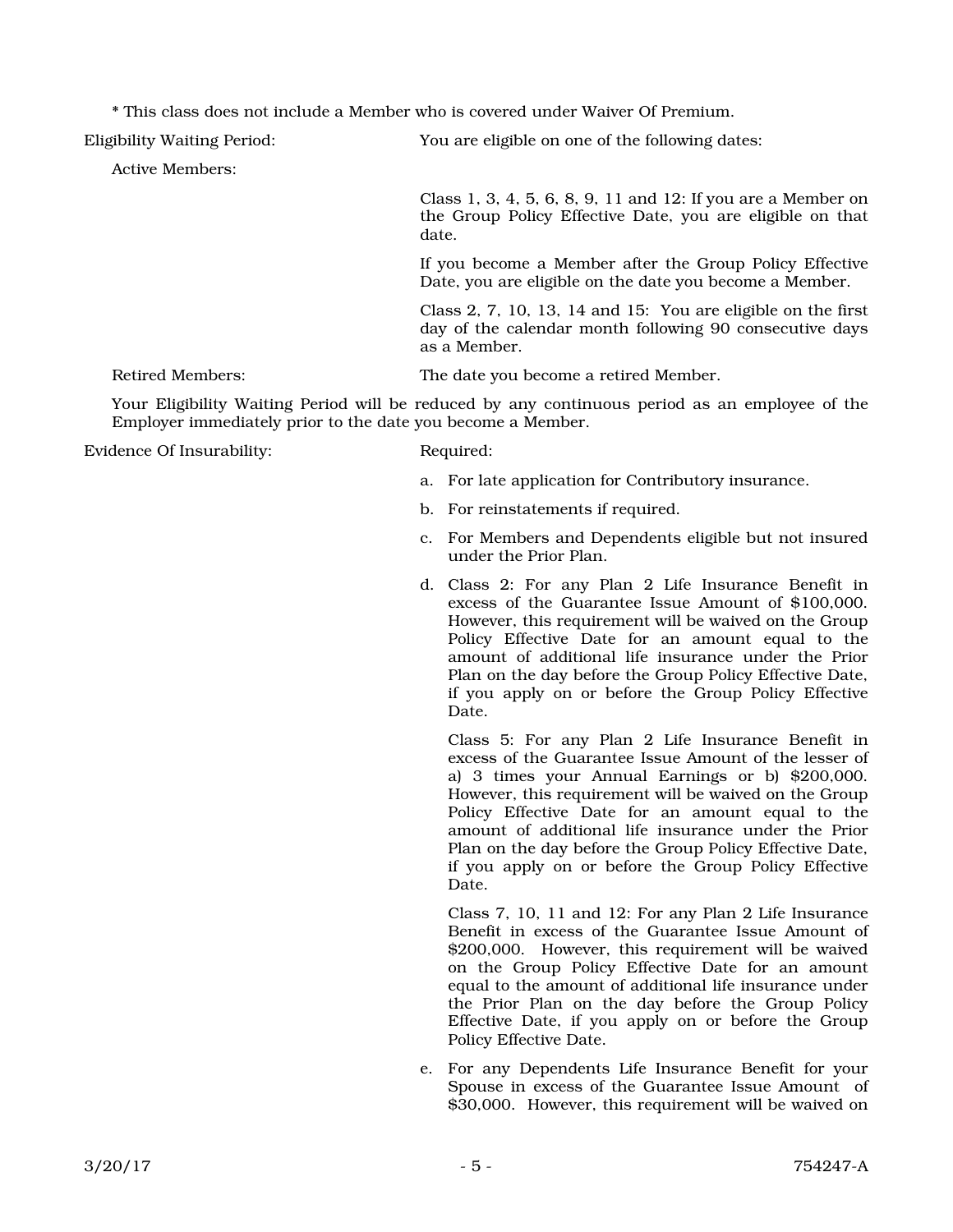* This class does not include a Member who is covered under Waiver Of Premium.

Eligibility Waiting Period: You are eligible on one of the following dates:

Active Members:

Class 1, 3, 4, 5, 6, 8, 9, 11 and 12: If you are a Member on the Group Policy Effective Date, you are eligible on that date.

If you become a Member after the Group Policy Effective Date, you are eligible on the date you become a Member.

Class 2, 7, 10, 13, 14 and 15: You are eligible on the first day of the calendar month following 90 consecutive days as a Member.

Retired Members: The date you become a retired Member.

Your Eligibility Waiting Period will be reduced by any continuous period as an employee of the Employer immediately prior to the date you become a Member.

Evidence Of Insurability: Required:

a. For late application for Contributory insurance.

b. For reinstatements if required.

c. For Members and Dependents eligible but not insured under the Prior Plan.

d. Class 2: For any Plan 2 Life Insurance Benefit in excess of the Guarantee Issue Amount of $100,000. However, this requirement will be waived on the Group Policy Effective Date for an amount equal to the amount of additional life insurance under the Prior Plan on the day before the Group Policy Effective Date, if you apply on or before the Group Policy Effective Date.

   Class 5: For any Plan 2 Life Insurance Benefit in excess of the Guarantee Issue Amount of the lesser of a) 3 times your Annual Earnings or b) $200,000. However, this requirement will be waived on the Group Policy Effective Date for an amount equal to the amount of additional life insurance under the Prior Plan on the day before the Group Policy Effective Date, if you apply on or before the Group Policy Effective Date.

   Class 7, 10, 11 and 12: For any Plan 2 Life Insurance Benefit in excess of the Guarantee Issue Amount of $200,000. However, this requirement will be waived on the Group Policy Effective Date for an amount equal to the amount of additional life insurance under the Prior Plan on the day before the Group Policy Effective Date, if you apply on or before the Group Policy Effective Date.

e. For any Dependents Life Insurance Benefit for your Spouse in excess of the Guarantee Issue Amount of $30,000. However, this requirement will be waived on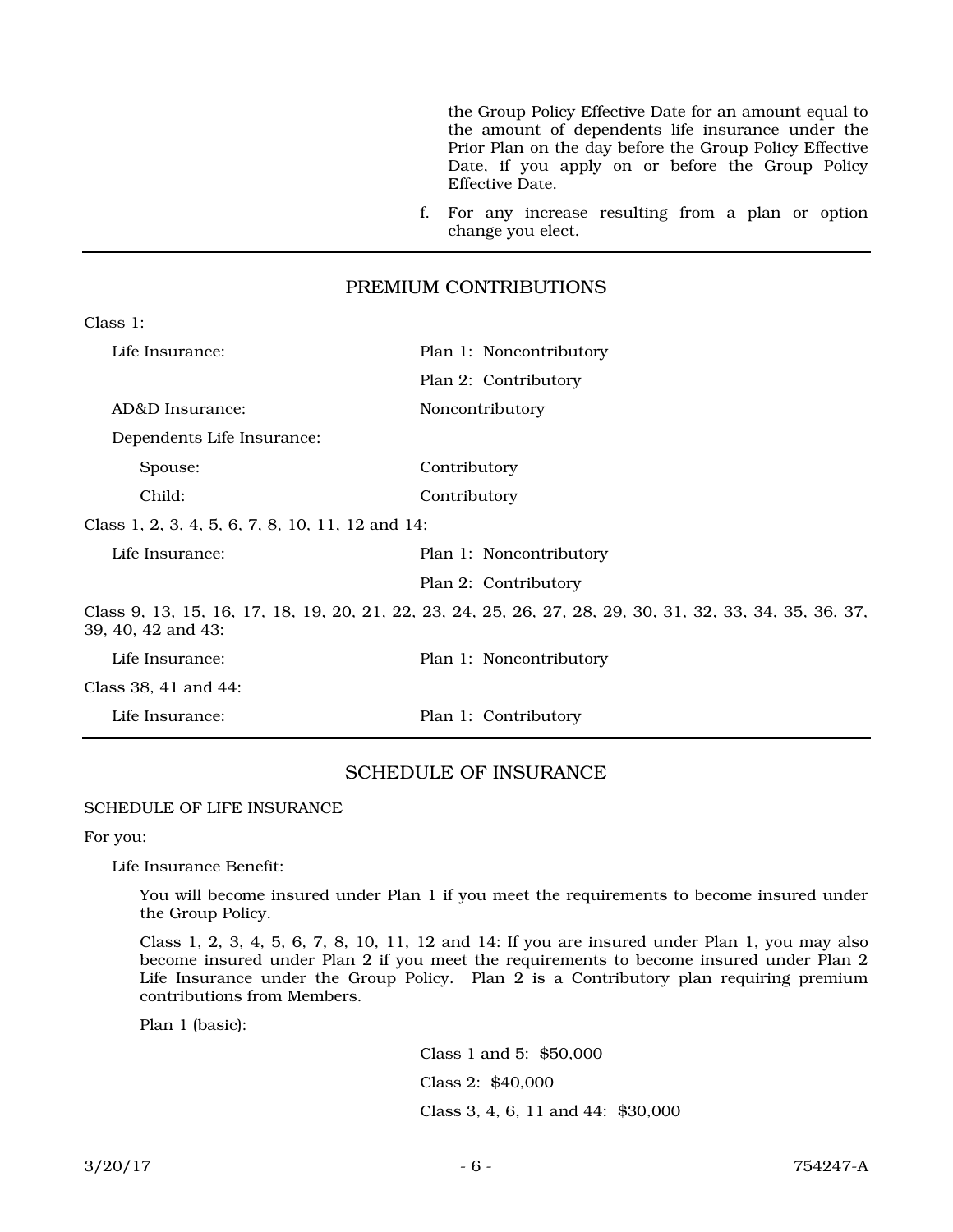the Group Policy Effective Date for an amount equal to the amount of dependents life insurance under the Prior Plan on the day before the Group Policy Effective Date, if you apply on or before the Group Policy Effective Date.

f. For any increase resulting from a plan or option change you elect.

---

## PREMIUM CONTRIBUTIONS

Class 1:

| | |
|---|---|
| Life Insurance: | Plan 1: Noncontributory |
| | Plan 2: Contributory |
| AD&D Insurance: | Noncontributory |
| Dependents Life Insurance: | |
| Spouse: | Contributory |
| Child: | Contributory |

Class 1, 2, 3, 4, 5, 6, 7, 8, 10, 11, 12 and 14:

| | |
|---|---|
| Life Insurance: | Plan 1: Noncontributory |
| | Plan 2: Contributory |

Class 9, 13, 15, 16, 17, 18, 19, 20, 21, 22, 23, 24, 25, 26, 27, 28, 29, 30, 31, 32, 33, 34, 35, 36, 37, 39, 40, 42 and 43:

| | |
|---|---|
| Life Insurance: | Plan 1: Noncontributory |

Class 38, 41 and 44:

| | |
|---|---|
| Life Insurance: | Plan 1: Contributory |

---

## SCHEDULE OF INSURANCE

SCHEDULE OF LIFE INSURANCE

For you:

Life Insurance Benefit:

You will become insured under Plan 1 if you meet the requirements to become insured under the Group Policy.

Class 1, 2, 3, 4, 5, 6, 7, 8, 10, 11, 12 and 14: If you are insured under Plan 1, you may also become insured under Plan 2 if you meet the requirements to become insured under Plan 2 Life Insurance under the Group Policy. Plan 2 is a Contributory plan requiring premium contributions from Members.

Plan 1 (basic):

Class 1 and 5: $50,000

Class 2: $40,000

Class 3, 4, 6, 11 and 44: $30,000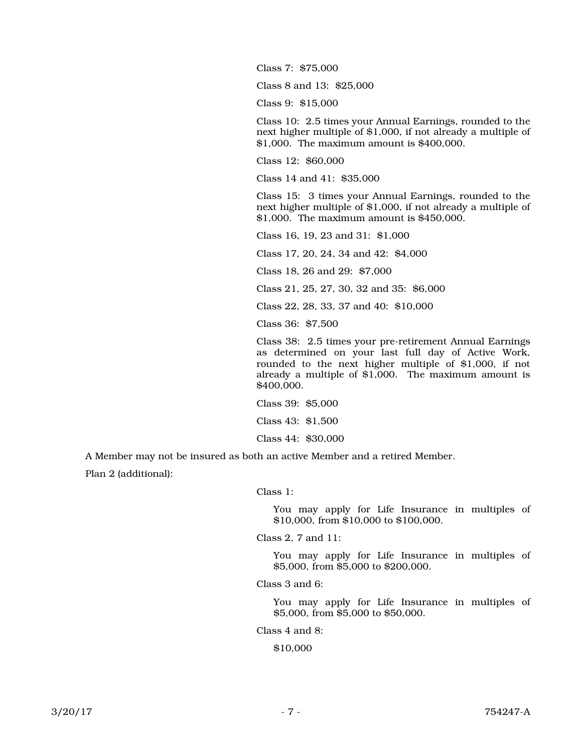Class 7: $75,000

Class 8 and 13: $25,000

Class 9: $15,000

Class 10: 2.5 times your Annual Earnings, rounded to the next higher multiple of $1,000, if not already a multiple of $1,000. The maximum amount is $400,000.

Class 12: $60,000

Class 14 and 41: $35,000

Class 15: 3 times your Annual Earnings, rounded to the next higher multiple of $1,000, if not already a multiple of $1,000. The maximum amount is $450,000.

Class 16, 19, 23 and 31: $1,000

Class 17, 20, 24, 34 and 42: $4,000

Class 18, 26 and 29: $7,000

Class 21, 25, 27, 30, 32 and 35: $6,000

Class 22, 28, 33, 37 and 40: $10,000

Class 36: $7,500

Class 38: 2.5 times your pre-retirement Annual Earnings as determined on your last full day of Active Work, rounded to the next higher multiple of $1,000, if not already a multiple of $1,000. The maximum amount is $400,000.

Class 39: $5,000

Class 43: $1,500

Class 44: $30,000

A Member may not be insured as both an active Member and a retired Member.

Plan 2 (additional):

Class 1:

You may apply for Life Insurance in multiples of $10,000, from $10,000 to $100,000.

Class 2, 7 and 11:

You may apply for Life Insurance in multiples of $5,000, from $5,000 to $200,000.

Class 3 and 6:

You may apply for Life Insurance in multiples of $5,000, from $5,000 to $50,000.

Class 4 and 8:

$10,000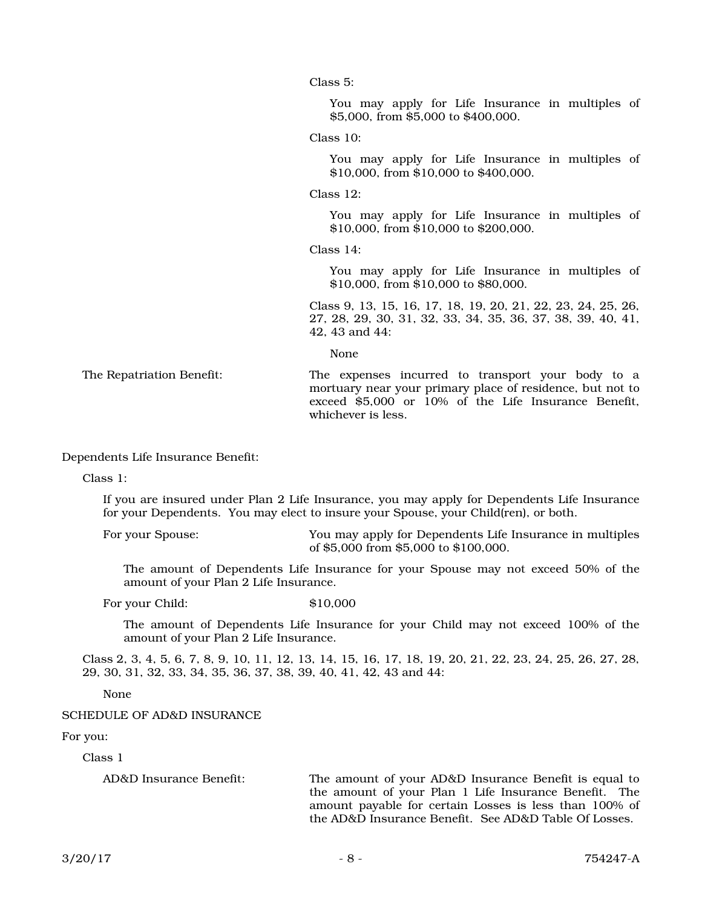Class 5:

You may apply for Life Insurance in multiples of $5,000, from $5,000 to $400,000.

Class 10:

You may apply for Life Insurance in multiples of $10,000, from $10,000 to $400,000.

Class 12:

You may apply for Life Insurance in multiples of $10,000, from $10,000 to $200,000.

Class 14:

You may apply for Life Insurance in multiples of $10,000, from $10,000 to $80,000.

Class 9, 13, 15, 16, 17, 18, 19, 20, 21, 22, 23, 24, 25, 26, 27, 28, 29, 30, 31, 32, 33, 34, 35, 36, 37, 38, 39, 40, 41, 42, 43 and 44:

None

The Repatriation Benefit: The expenses incurred to transport your body to a mortuary near your primary place of residence, but not to exceed $5,000 or 10% of the Life Insurance Benefit, whichever is less.

Dependents Life Insurance Benefit:

Class 1:

If you are insured under Plan 2 Life Insurance, you may apply for Dependents Life Insurance for your Dependents. You may elect to insure your Spouse, your Child(ren), or both.

For your Spouse: You may apply for Dependents Life Insurance in multiples of $5,000 from $5,000 to $100,000.

The amount of Dependents Life Insurance for your Spouse may not exceed 50% of the amount of your Plan 2 Life Insurance.

For your Child: $10,000

The amount of Dependents Life Insurance for your Child may not exceed 100% of the amount of your Plan 2 Life Insurance.

Class 2, 3, 4, 5, 6, 7, 8, 9, 10, 11, 12, 13, 14, 15, 16, 17, 18, 19, 20, 21, 22, 23, 24, 25, 26, 27, 28, 29, 30, 31, 32, 33, 34, 35, 36, 37, 38, 39, 40, 41, 42, 43 and 44:

None

SCHEDULE OF AD&D INSURANCE

For you:

Class 1

AD&D Insurance Benefit: The amount of your AD&D Insurance Benefit is equal to the amount of your Plan 1 Life Insurance Benefit. The amount payable for certain Losses is less than 100% of the AD&D Insurance Benefit. See AD&D Table Of Losses.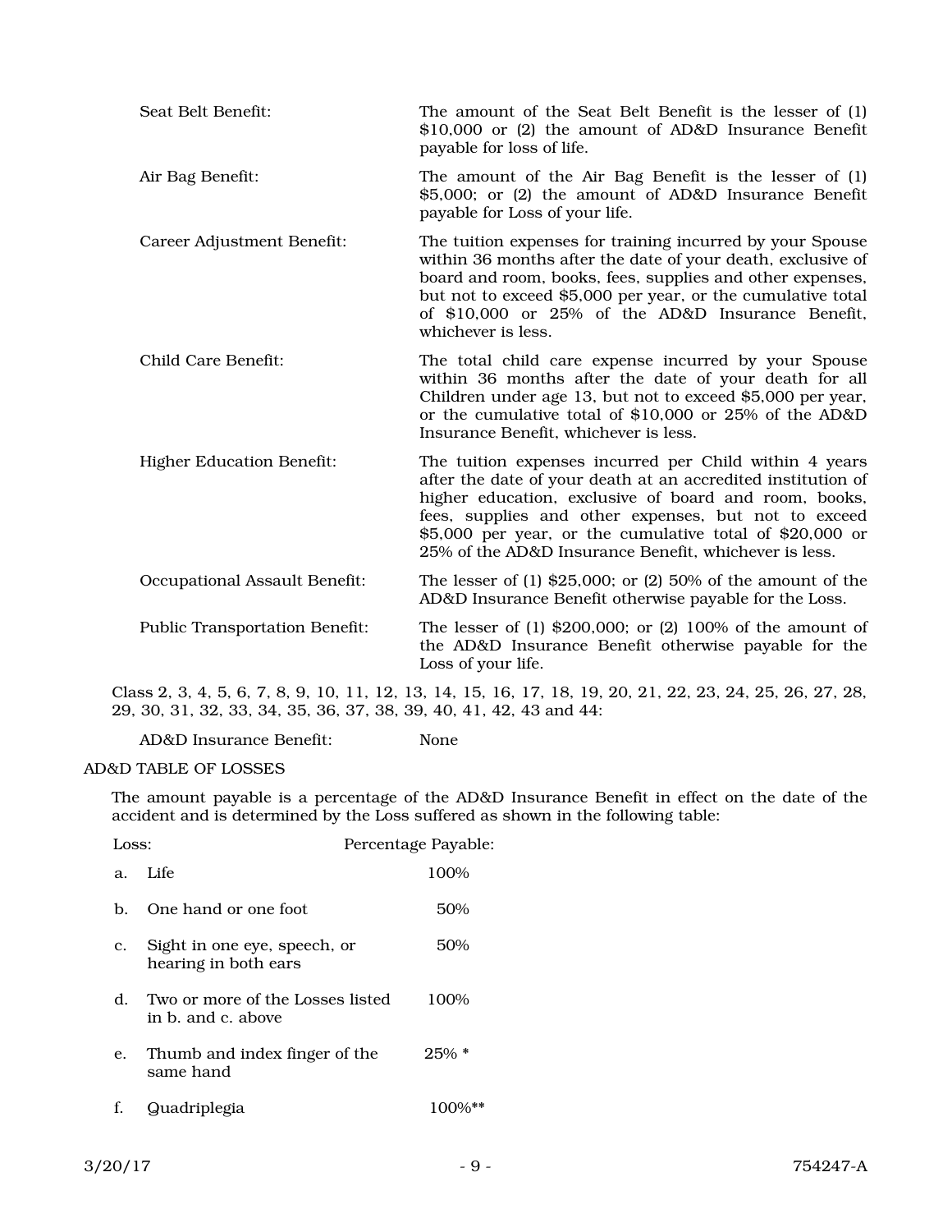| | |
|---|---|
| Seat Belt Benefit: | The amount of the Seat Belt Benefit is the lesser of (1) \$10,000 or (2) the amount of AD&D Insurance Benefit payable for loss of life. |
| Air Bag Benefit: | The amount of the Air Bag Benefit is the lesser of (1) \$5,000; or (2) the amount of AD&D Insurance Benefit payable for Loss of your life. |
| Career Adjustment Benefit: | The tuition expenses for training incurred by your Spouse within 36 months after the date of your death, exclusive of board and room, books, fees, supplies and other expenses, but not to exceed \$5,000 per year, or the cumulative total of \$10,000 or 25% of the AD&D Insurance Benefit, whichever is less. |
| Child Care Benefit: | The total child care expense incurred by your Spouse within 36 months after the date of your death for all Children under age 13, but not to exceed \$5,000 per year, or the cumulative total of \$10,000 or 25% of the AD&D Insurance Benefit, whichever is less. |
| Higher Education Benefit: | The tuition expenses incurred per Child within 4 years after the date of your death at an accredited institution of higher education, exclusive of board and room, books, fees, supplies and other expenses, but not to exceed \$5,000 per year, or the cumulative total of \$20,000 or 25% of the AD&D Insurance Benefit, whichever is less. |
| Occupational Assault Benefit: | The lesser of (1) \$25,000; or (2) 50% of the amount of the AD&D Insurance Benefit otherwise payable for the Loss. |
| Public Transportation Benefit: | The lesser of (1) \$200,000; or (2) 100% of the amount of the AD&D Insurance Benefit otherwise payable for the Loss of your life. |

Class 2, 3, 4, 5, 6, 7, 8, 9, 10, 11, 12, 13, 14, 15, 16, 17, 18, 19, 20, 21, 22, 23, 24, 25, 26, 27, 28, 29, 30, 31, 32, 33, 34, 35, 36, 37, 38, 39, 40, 41, 42, 43 and 44:

AD&D Insurance Benefit: None

AD&D TABLE OF LOSSES

The amount payable is a percentage of the AD&D Insurance Benefit in effect on the date of the accident and is determined by the Loss suffered as shown in the following table:

| Loss: | Percentage Payable: |
|---|---|
| a. Life | 100% |
| b. One hand or one foot | 50% |
| c. Sight in one eye, speech, or hearing in both ears | 50% |
| d. Two or more of the Losses listed in b. and c. above | 100% |
| e. Thumb and index finger of the same hand | 25% * |
| f. Quadriplegia | 100%** |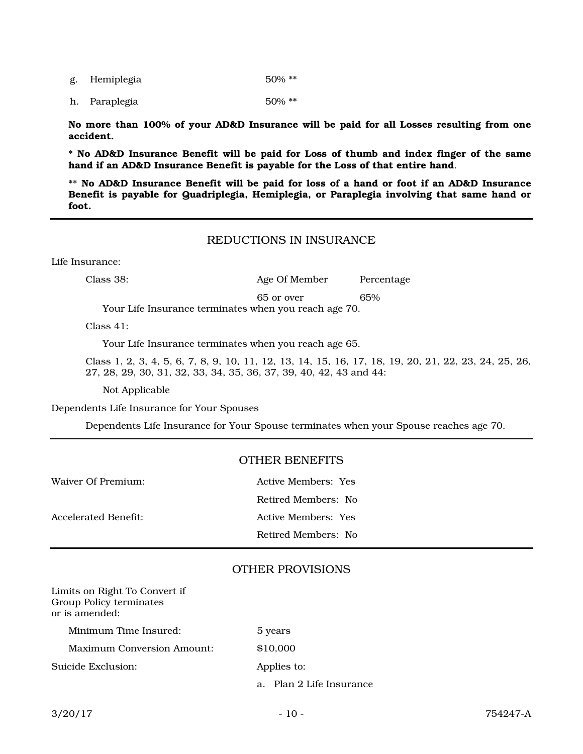g. Hemiplegia 50% **

h. Paraplegia 50% **

**No more than 100% of your AD&D Insurance will be paid for all Losses resulting from one accident.**

**\* No AD&D Insurance Benefit will be paid for Loss of thumb and index finger of the same hand if an AD&D Insurance Benefit is payable for the Loss of that entire hand**.

**\*\* No AD&D Insurance Benefit will be paid for loss of a hand or foot if an AD&D Insurance Benefit is payable for Quadriplegia, Hemiplegia, or Paraplegia involving that same hand or foot.**

---

## REDUCTIONS IN INSURANCE

Life Insurance:

| Class 38: | Age Of Member | Percentage |
|---|---|---|
| | 65 or over | 65% |

Your Life Insurance terminates when you reach age 70.

Class 41:

Your Life Insurance terminates when you reach age 65.

Class 1, 2, 3, 4, 5, 6, 7, 8, 9, 10, 11, 12, 13, 14, 15, 16, 17, 18, 19, 20, 21, 22, 23, 24, 25, 26, 27, 28, 29, 30, 31, 32, 33, 34, 35, 36, 37, 39, 40, 42, 43 and 44:

Not Applicable

Dependents Life Insurance for Your Spouses

Dependents Life Insurance for Your Spouse terminates when your Spouse reaches age 70.

---

## OTHER BENEFITS

| | |
|---|---|
| Waiver Of Premium: | Active Members: Yes |
| | Retired Members: No |
| Accelerated Benefit: | Active Members: Yes |
| | Retired Members: No |

---

## OTHER PROVISIONS

Limits on Right To Convert if Group Policy terminates or is amended:

| | |
|---|---|
| Minimum Time Insured: | 5 years |
| Maximum Conversion Amount: | $10,000 |

Suicide Exclusion: Applies to:

a. Plan 2 Life Insurance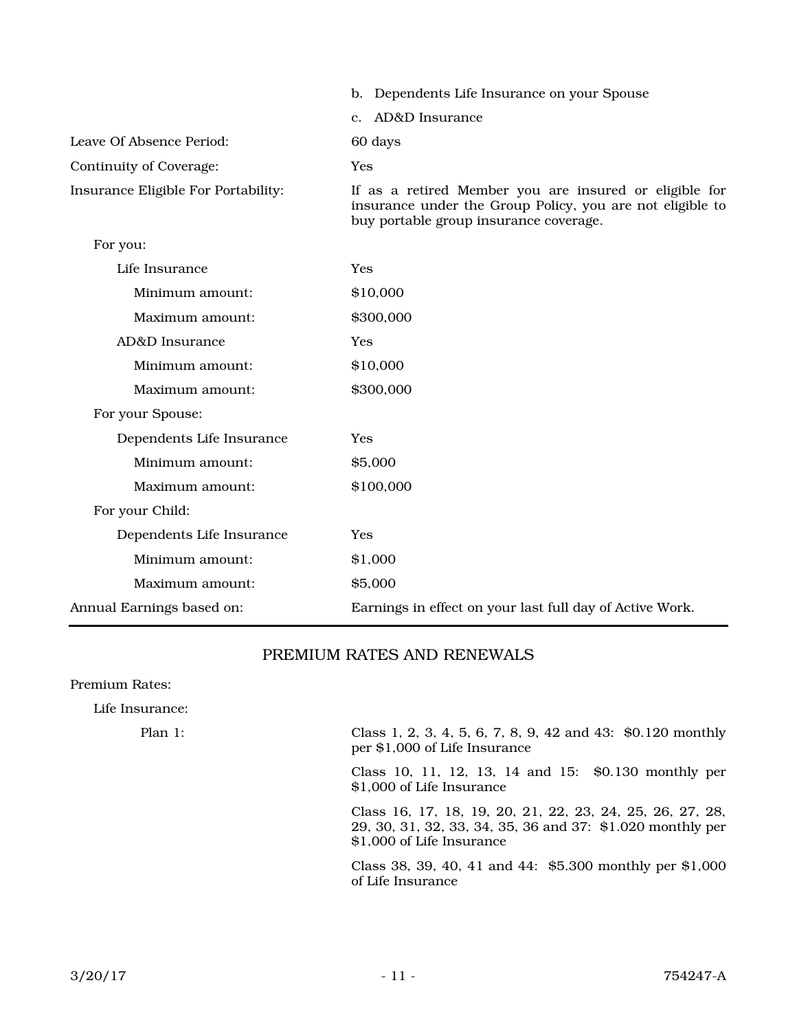| | |
|---|---|
| | b. Dependents Life Insurance on your Spouse |
| | c. AD&D Insurance |
| Leave Of Absence Period: | 60 days |
| Continuity of Coverage: | Yes |
| Insurance Eligible For Portability: | If as a retired Member you are insured or eligible for insurance under the Group Policy, you are not eligible to buy portable group insurance coverage. |
| For you: | |
| Life Insurance | Yes |
| Minimum amount: | $10,000 |
| Maximum amount: | $300,000 |
| AD&D Insurance | Yes |
| Minimum amount: | $10,000 |
| Maximum amount: | $300,000 |
| For your Spouse: | |
| Dependents Life Insurance | Yes |
| Minimum amount: | $5,000 |
| Maximum amount: | $100,000 |
| For your Child: | |
| Dependents Life Insurance | Yes |
| Minimum amount: | $1,000 |
| Maximum amount: | $5,000 |
| Annual Earnings based on: | Earnings in effect on your last full day of Active Work. |

## PREMIUM RATES AND RENEWALS

Premium Rates:

Life Insurance:

| | |
|---|---|
| Plan 1: | Class 1, 2, 3, 4, 5, 6, 7, 8, 9, 42 and 43: $0.120 monthly per $1,000 of Life Insurance |
| | Class 10, 11, 12, 13, 14 and 15: $0.130 monthly per $1,000 of Life Insurance |
| | Class 16, 17, 18, 19, 20, 21, 22, 23, 24, 25, 26, 27, 28, 29, 30, 31, 32, 33, 34, 35, 36 and 37: $1.020 monthly per $1,000 of Life Insurance |
| | Class 38, 39, 40, 41 and 44: $5.300 monthly per $1,000 of Life Insurance |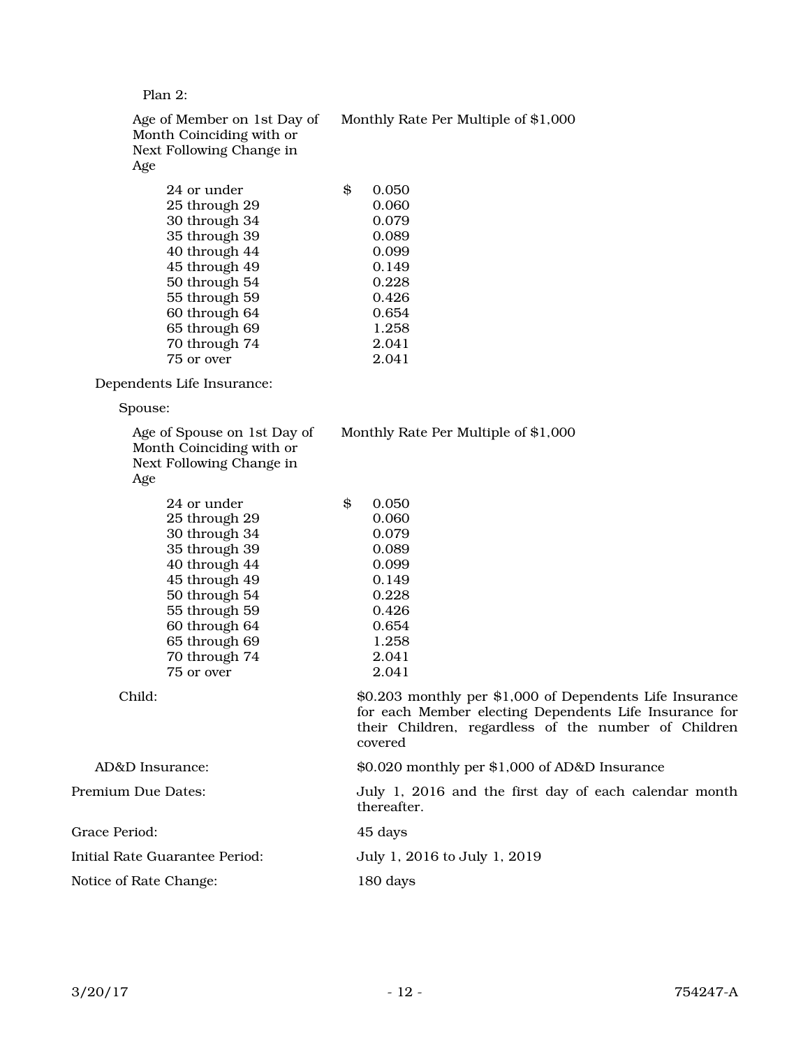Plan 2:

| Age of Member on 1st Day of Month Coinciding with or Next Following Change in Age | Monthly Rate Per Multiple of $1,000 |
|---|---|
| 24 or under | $ 0.050 |
| 25 through 29 | 0.060 |
| 30 through 34 | 0.079 |
| 35 through 39 | 0.089 |
| 40 through 44 | 0.099 |
| 45 through 49 | 0.149 |
| 50 through 54 | 0.228 |
| 55 through 59 | 0.426 |
| 60 through 64 | 0.654 |
| 65 through 69 | 1.258 |
| 70 through 74 | 2.041 |
| 75 or over | 2.041 |

Dependents Life Insurance:

Spouse:

| Age of Spouse on 1st Day of Month Coinciding with or Next Following Change in Age | Monthly Rate Per Multiple of $1,000 |
|---|---|
| 24 or under | $ 0.050 |
| 25 through 29 | 0.060 |
| 30 through 34 | 0.079 |
| 35 through 39 | 0.089 |
| 40 through 44 | 0.099 |
| 45 through 49 | 0.149 |
| 50 through 54 | 0.228 |
| 55 through 59 | 0.426 |
| 60 through 64 | 0.654 |
| 65 through 69 | 1.258 |
| 70 through 74 | 2.041 |
| 75 or over | 2.041 |

Child: $0.203 monthly per $1,000 of Dependents Life Insurance for each Member electing Dependents Life Insurance for their Children, regardless of the number of Children covered

AD&D Insurance: $0.020 monthly per $1,000 of AD&D Insurance

Premium Due Dates: July 1, 2016 and the first day of each calendar month thereafter.

Grace Period: 45 days

Initial Rate Guarantee Period: July 1, 2016 to July 1, 2019

Notice of Rate Change: 180 days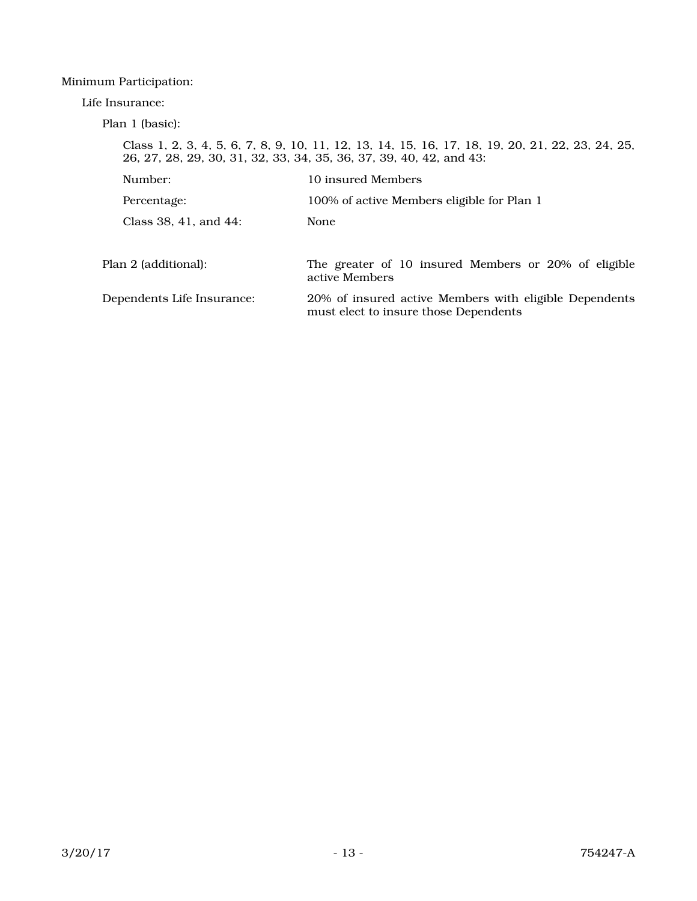Minimum Participation:

Life Insurance:

Plan 1 (basic):

Class 1, 2, 3, 4, 5, 6, 7, 8, 9, 10, 11, 12, 13, 14, 15, 16, 17, 18, 19, 20, 21, 22, 23, 24, 25, 26, 27, 28, 29, 30, 31, 32, 33, 34, 35, 36, 37, 39, 40, 42, and 43:

| | |
|---|---|
| Number: | 10 insured Members |
| Percentage: | 100% of active Members eligible for Plan 1 |
| Class 38, 41, and 44: | None |

| | |
|---|---|
| Plan 2 (additional): | The greater of 10 insured Members or 20% of eligible active Members |
| Dependents Life Insurance: | 20% of insured active Members with eligible Dependents must elect to insure those Dependents |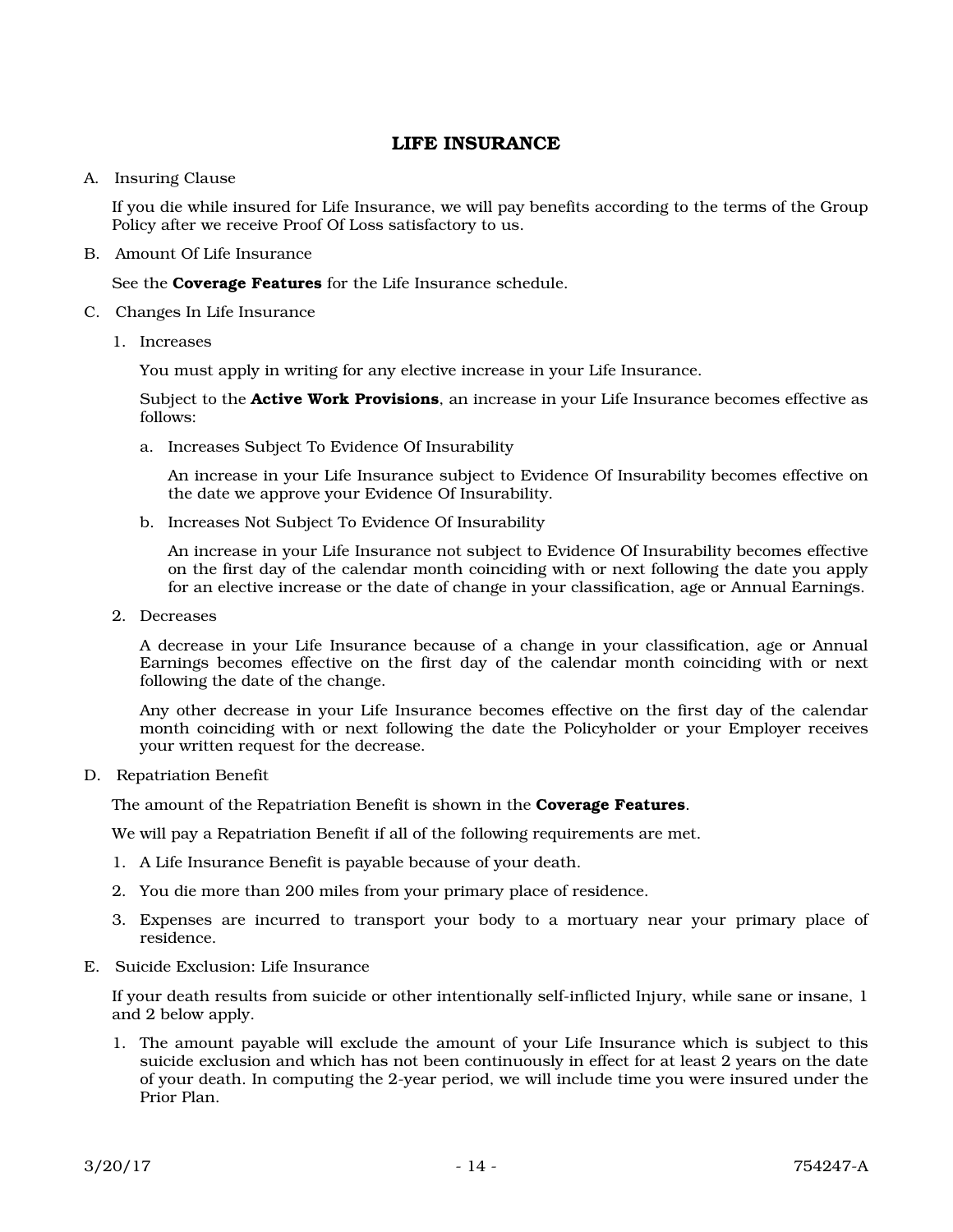# LIFE INSURANCE

A. Insuring Clause

If you die while insured for Life Insurance, we will pay benefits according to the terms of the Group Policy after we receive Proof Of Loss satisfactory to us.

B. Amount Of Life Insurance

See the **Coverage Features** for the Life Insurance schedule.

C. Changes In Life Insurance

1. Increases

   You must apply in writing for any elective increase in your Life Insurance.

   Subject to the **Active Work Provisions**, an increase in your Life Insurance becomes effective as follows:

   a. Increases Subject To Evidence Of Insurability

      An increase in your Life Insurance subject to Evidence Of Insurability becomes effective on the date we approve your Evidence Of Insurability.

   b. Increases Not Subject To Evidence Of Insurability

      An increase in your Life Insurance not subject to Evidence Of Insurability becomes effective on the first day of the calendar month coinciding with or next following the date you apply for an elective increase or the date of change in your classification, age or Annual Earnings.

2. Decreases

   A decrease in your Life Insurance because of a change in your classification, age or Annual Earnings becomes effective on the first day of the calendar month coinciding with or next following the date of the change.

   Any other decrease in your Life Insurance becomes effective on the first day of the calendar month coinciding with or next following the date the Policyholder or your Employer receives your written request for the decrease.

D. Repatriation Benefit

The amount of the Repatriation Benefit is shown in the **Coverage Features**.

We will pay a Repatriation Benefit if all of the following requirements are met.

1. A Life Insurance Benefit is payable because of your death.
2. You die more than 200 miles from your primary place of residence.
3. Expenses are incurred to transport your body to a mortuary near your primary place of residence.

E. Suicide Exclusion: Life Insurance

If your death results from suicide or other intentionally self-inflicted Injury, while sane or insane, 1 and 2 below apply.

1. The amount payable will exclude the amount of your Life Insurance which is subject to this suicide exclusion and which has not been continuously in effect for at least 2 years on the date of your death. In computing the 2-year period, we will include time you were insured under the Prior Plan.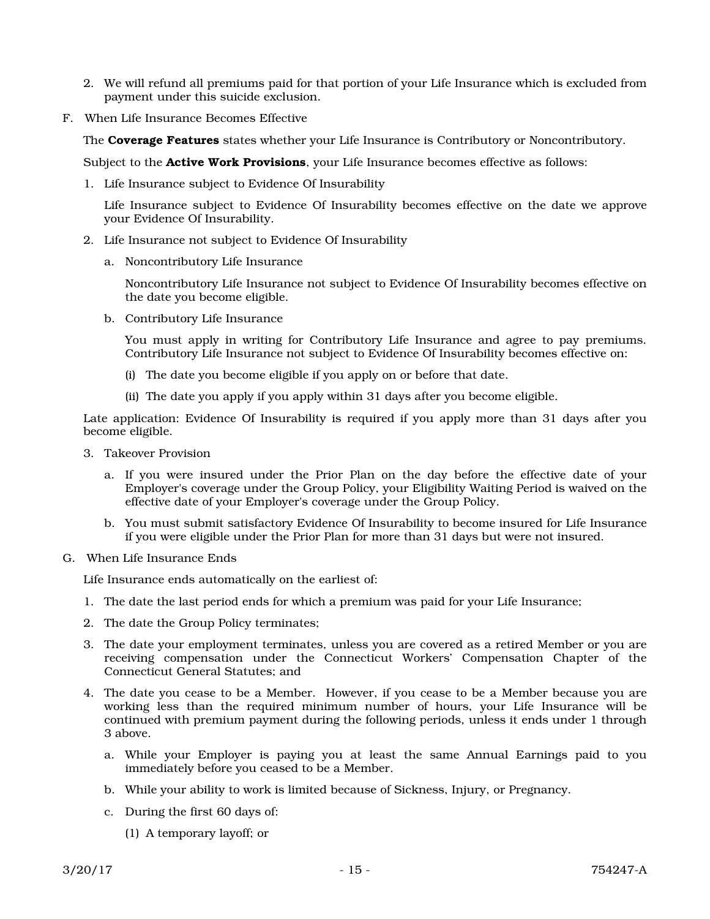2. We will refund all premiums paid for that portion of your Life Insurance which is excluded from payment under this suicide exclusion.

F. When Life Insurance Becomes Effective

The **Coverage Features** states whether your Life Insurance is Contributory or Noncontributory.

Subject to the **Active Work Provisions**, your Life Insurance becomes effective as follows:

1. Life Insurance subject to Evidence Of Insurability

   Life Insurance subject to Evidence Of Insurability becomes effective on the date we approve your Evidence Of Insurability.

2. Life Insurance not subject to Evidence Of Insurability

   a. Noncontributory Life Insurance

      Noncontributory Life Insurance not subject to Evidence Of Insurability becomes effective on the date you become eligible.

   b. Contributory Life Insurance

      You must apply in writing for Contributory Life Insurance and agree to pay premiums. Contributory Life Insurance not subject to Evidence Of Insurability becomes effective on:

      (i) The date you become eligible if you apply on or before that date.

      (ii) The date you apply if you apply within 31 days after you become eligible.

Late application: Evidence Of Insurability is required if you apply more than 31 days after you become eligible.

3. Takeover Provision

   a. If you were insured under the Prior Plan on the day before the effective date of your Employer's coverage under the Group Policy, your Eligibility Waiting Period is waived on the effective date of your Employer's coverage under the Group Policy.

   b. You must submit satisfactory Evidence Of Insurability to become insured for Life Insurance if you were eligible under the Prior Plan for more than 31 days but were not insured.

G. When Life Insurance Ends

Life Insurance ends automatically on the earliest of:

1. The date the last period ends for which a premium was paid for your Life Insurance;

2. The date the Group Policy terminates;

3. The date your employment terminates, unless you are covered as a retired Member or you are receiving compensation under the Connecticut Workers' Compensation Chapter of the Connecticut General Statutes; and

4. The date you cease to be a Member. However, if you cease to be a Member because you are working less than the required minimum number of hours, your Life Insurance will be continued with premium payment during the following periods, unless it ends under 1 through 3 above.

   a. While your Employer is paying you at least the same Annual Earnings paid to you immediately before you ceased to be a Member.

   b. While your ability to work is limited because of Sickness, Injury, or Pregnancy.

   c. During the first 60 days of:

      (1) A temporary layoff; or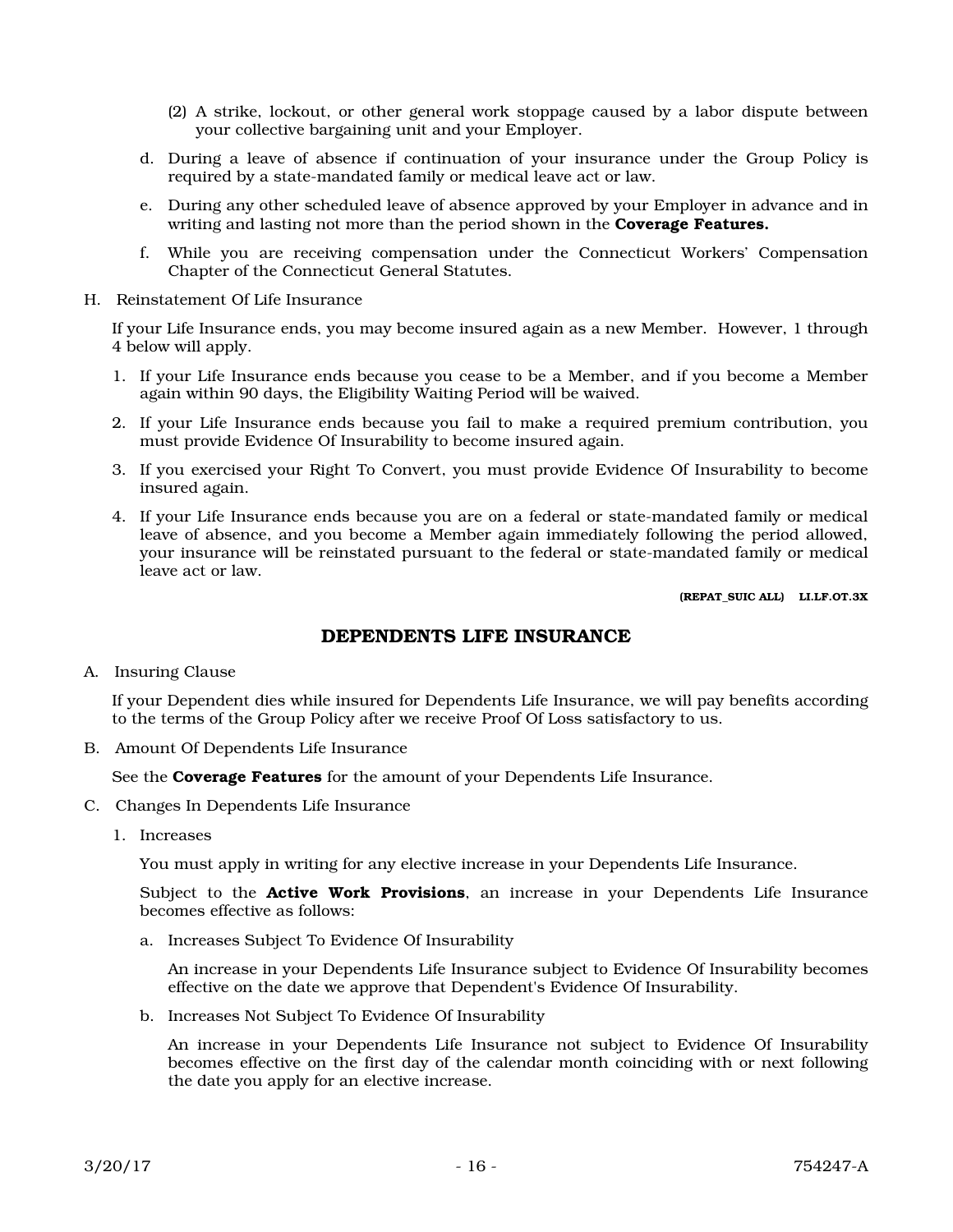(2) A strike, lockout, or other general work stoppage caused by a labor dispute between your collective bargaining unit and your Employer.

d. During a leave of absence if continuation of your insurance under the Group Policy is required by a state-mandated family or medical leave act or law.

e. During any other scheduled leave of absence approved by your Employer in advance and in writing and lasting not more than the period shown in the **Coverage Features.**

f. While you are receiving compensation under the Connecticut Workers' Compensation Chapter of the Connecticut General Statutes.

H. Reinstatement Of Life Insurance

If your Life Insurance ends, you may become insured again as a new Member. However, 1 through 4 below will apply.

1. If your Life Insurance ends because you cease to be a Member, and if you become a Member again within 90 days, the Eligibility Waiting Period will be waived.
2. If your Life Insurance ends because you fail to make a required premium contribution, you must provide Evidence Of Insurability to become insured again.
3. If you exercised your Right To Convert, you must provide Evidence Of Insurability to become insured again.
4. If your Life Insurance ends because you are on a federal or state-mandated family or medical leave of absence, and you become a Member again immediately following the period allowed, your insurance will be reinstated pursuant to the federal or state-mandated family or medical leave act or law.

**(REPAT_SUIC ALL) LI.LF.OT.3X**

## DEPENDENTS LIFE INSURANCE

A. Insuring Clause

If your Dependent dies while insured for Dependents Life Insurance, we will pay benefits according to the terms of the Group Policy after we receive Proof Of Loss satisfactory to us.

B. Amount Of Dependents Life Insurance

See the **Coverage Features** for the amount of your Dependents Life Insurance.

C. Changes In Dependents Life Insurance

1. Increases

   You must apply in writing for any elective increase in your Dependents Life Insurance.

   Subject to the **Active Work Provisions**, an increase in your Dependents Life Insurance becomes effective as follows:

   a. Increases Subject To Evidence Of Insurability

   An increase in your Dependents Life Insurance subject to Evidence Of Insurability becomes effective on the date we approve that Dependent's Evidence Of Insurability.

   b. Increases Not Subject To Evidence Of Insurability

   An increase in your Dependents Life Insurance not subject to Evidence Of Insurability becomes effective on the first day of the calendar month coinciding with or next following the date you apply for an elective increase.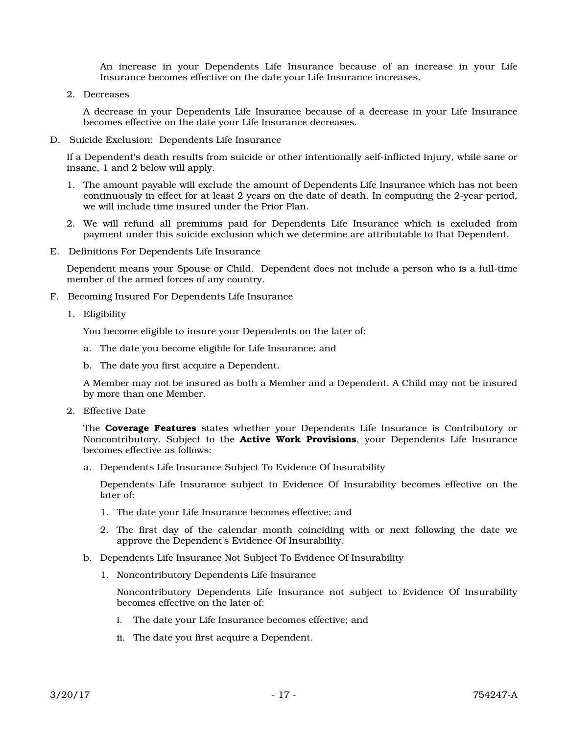An increase in your Dependents Life Insurance because of an increase in your Life Insurance becomes effective on the date your Life Insurance increases.

2. Decreases

   A decrease in your Dependents Life Insurance because of a decrease in your Life Insurance becomes effective on the date your Life Insurance decreases.

D. Suicide Exclusion: Dependents Life Insurance

   If a Dependent's death results from suicide or other intentionally self-inflicted Injury, while sane or insane, 1 and 2 below will apply.

   1. The amount payable will exclude the amount of Dependents Life Insurance which has not been continuously in effect for at least 2 years on the date of death. In computing the 2-year period, we will include time insured under the Prior Plan.

   2. We will refund all premiums paid for Dependents Life Insurance which is excluded from payment under this suicide exclusion which we determine are attributable to that Dependent.

E. Definitions For Dependents Life Insurance

   Dependent means your Spouse or Child. Dependent does not include a person who is a full-time member of the armed forces of any country.

F. Becoming Insured For Dependents Life Insurance

   1. Eligibility

      You become eligible to insure your Dependents on the later of:

      a. The date you become eligible for Life Insurance; and

      b. The date you first acquire a Dependent.

      A Member may not be insured as both a Member and a Dependent. A Child may not be insured by more than one Member.

   2. Effective Date

      The **Coverage Features** states whether your Dependents Life Insurance is Contributory or Noncontributory. Subject to the **Active Work Provisions**, your Dependents Life Insurance becomes effective as follows:

      a. Dependents Life Insurance Subject To Evidence Of Insurability

         Dependents Life Insurance subject to Evidence Of Insurability becomes effective on the later of:

         1. The date your Life Insurance becomes effective; and

         2. The first day of the calendar month coinciding with or next following the date we approve the Dependent's Evidence Of Insurability.

      b. Dependents Life Insurance Not Subject To Evidence Of Insurability

         1. Noncontributory Dependents Life Insurance

            Noncontributory Dependents Life Insurance not subject to Evidence Of Insurability becomes effective on the later of:

            i. The date your Life Insurance becomes effective; and

            ii. The date you first acquire a Dependent.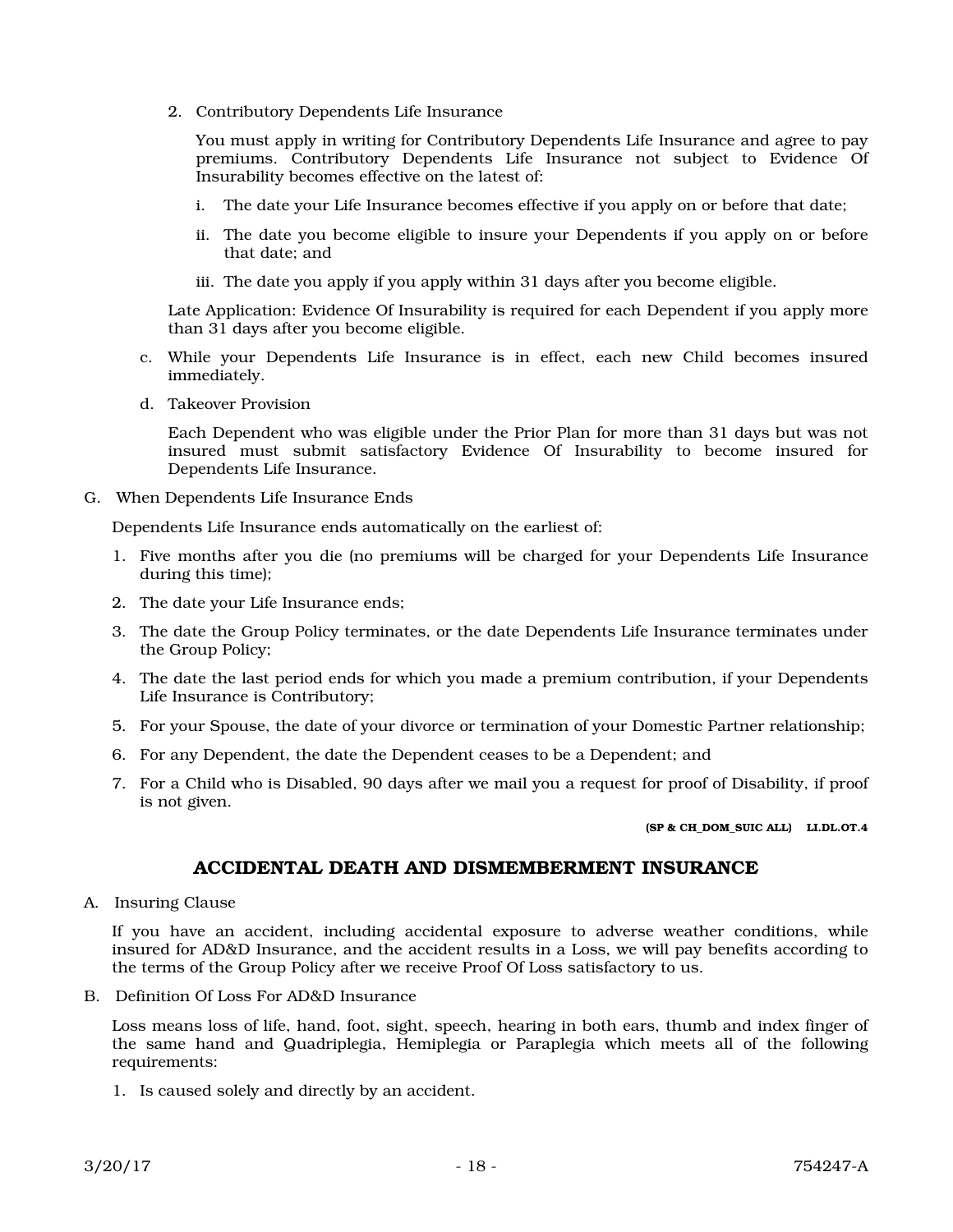2. Contributory Dependents Life Insurance

   You must apply in writing for Contributory Dependents Life Insurance and agree to pay premiums. Contributory Dependents Life Insurance not subject to Evidence Of Insurability becomes effective on the latest of:

   i. The date your Life Insurance becomes effective if you apply on or before that date;

   ii. The date you become eligible to insure your Dependents if you apply on or before that date; and

   iii. The date you apply if you apply within 31 days after you become eligible.

   Late Application: Evidence Of Insurability is required for each Dependent if you apply more than 31 days after you become eligible.

c. While your Dependents Life Insurance is in effect, each new Child becomes insured immediately.

d. Takeover Provision

   Each Dependent who was eligible under the Prior Plan for more than 31 days but was not insured must submit satisfactory Evidence Of Insurability to become insured for Dependents Life Insurance.

G. When Dependents Life Insurance Ends

Dependents Life Insurance ends automatically on the earliest of:

1. Five months after you die (no premiums will be charged for your Dependents Life Insurance during this time);
2. The date your Life Insurance ends;
3. The date the Group Policy terminates, or the date Dependents Life Insurance terminates under the Group Policy;
4. The date the last period ends for which you made a premium contribution, if your Dependents Life Insurance is Contributory;
5. For your Spouse, the date of your divorce or termination of your Domestic Partner relationship;
6. For any Dependent, the date the Dependent ceases to be a Dependent; and
7. For a Child who is Disabled, 90 days after we mail you a request for proof of Disability, if proof is not given.

**(SP & CH_DOM_SUIC ALL) LI.DL.OT.4**

## ACCIDENTAL DEATH AND DISMEMBERMENT INSURANCE

A. Insuring Clause

If you have an accident, including accidental exposure to adverse weather conditions, while insured for AD&D Insurance, and the accident results in a Loss, we will pay benefits according to the terms of the Group Policy after we receive Proof Of Loss satisfactory to us.

B. Definition Of Loss For AD&D Insurance

Loss means loss of life, hand, foot, sight, speech, hearing in both ears, thumb and index finger of the same hand and Quadriplegia, Hemiplegia or Paraplegia which meets all of the following requirements:

1. Is caused solely and directly by an accident.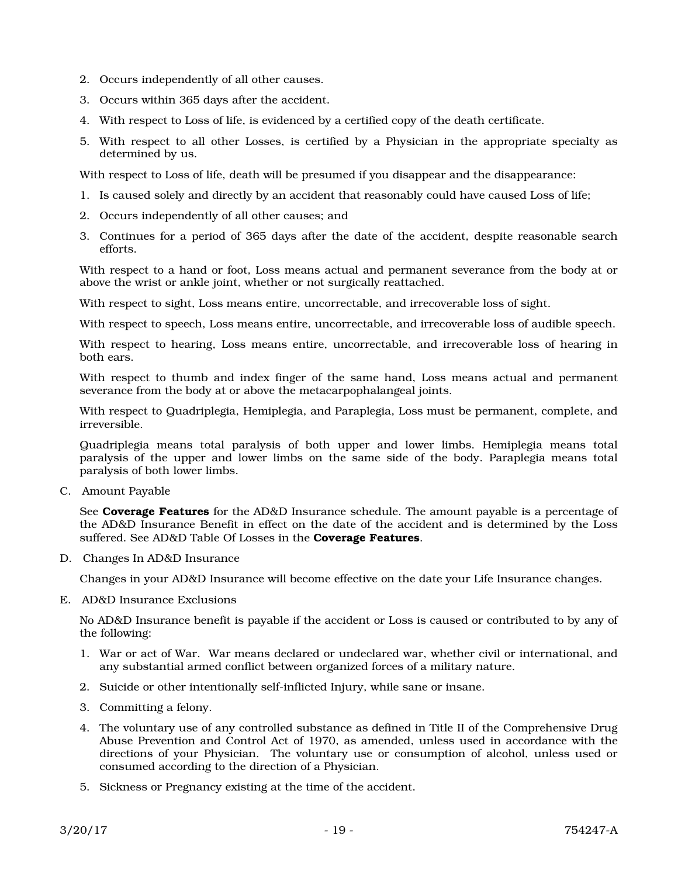2. Occurs independently of all other causes.
3. Occurs within 365 days after the accident.
4. With respect to Loss of life, is evidenced by a certified copy of the death certificate.
5. With respect to all other Losses, is certified by a Physician in the appropriate specialty as determined by us.

With respect to Loss of life, death will be presumed if you disappear and the disappearance:

1. Is caused solely and directly by an accident that reasonably could have caused Loss of life;
2. Occurs independently of all other causes; and
3. Continues for a period of 365 days after the date of the accident, despite reasonable search efforts.

With respect to a hand or foot, Loss means actual and permanent severance from the body at or above the wrist or ankle joint, whether or not surgically reattached.

With respect to sight, Loss means entire, uncorrectable, and irrecoverable loss of sight.

With respect to speech, Loss means entire, uncorrectable, and irrecoverable loss of audible speech.

With respect to hearing, Loss means entire, uncorrectable, and irrecoverable loss of hearing in both ears.

With respect to thumb and index finger of the same hand, Loss means actual and permanent severance from the body at or above the metacarpophalangeal joints.

With respect to Quadriplegia, Hemiplegia, and Paraplegia, Loss must be permanent, complete, and irreversible.

Quadriplegia means total paralysis of both upper and lower limbs. Hemiplegia means total paralysis of the upper and lower limbs on the same side of the body. Paraplegia means total paralysis of both lower limbs.

C. Amount Payable

See **Coverage Features** for the AD&D Insurance schedule. The amount payable is a percentage of the AD&D Insurance Benefit in effect on the date of the accident and is determined by the Loss suffered. See AD&D Table Of Losses in the **Coverage Features**.

D. Changes In AD&D Insurance

Changes in your AD&D Insurance will become effective on the date your Life Insurance changes.

E. AD&D Insurance Exclusions

No AD&D Insurance benefit is payable if the accident or Loss is caused or contributed to by any of the following:

1. War or act of War. War means declared or undeclared war, whether civil or international, and any substantial armed conflict between organized forces of a military nature.
2. Suicide or other intentionally self-inflicted Injury, while sane or insane.
3. Committing a felony.
4. The voluntary use of any controlled substance as defined in Title II of the Comprehensive Drug Abuse Prevention and Control Act of 1970, as amended, unless used in accordance with the directions of your Physician. The voluntary use or consumption of alcohol, unless used or consumed according to the direction of a Physician.
5. Sickness or Pregnancy existing at the time of the accident.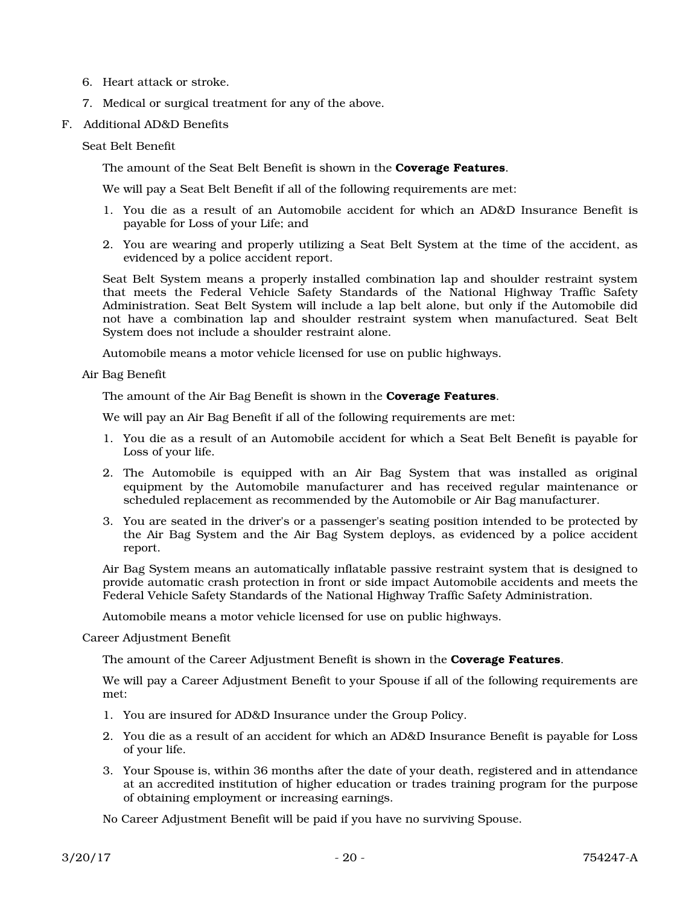6. Heart attack or stroke.
7. Medical or surgical treatment for any of the above.

F. Additional AD&D Benefits

Seat Belt Benefit

The amount of the Seat Belt Benefit is shown in the **Coverage Features**.

We will pay a Seat Belt Benefit if all of the following requirements are met:

1. You die as a result of an Automobile accident for which an AD&D Insurance Benefit is payable for Loss of your Life; and
2. You are wearing and properly utilizing a Seat Belt System at the time of the accident, as evidenced by a police accident report.

Seat Belt System means a properly installed combination lap and shoulder restraint system that meets the Federal Vehicle Safety Standards of the National Highway Traffic Safety Administration. Seat Belt System will include a lap belt alone, but only if the Automobile did not have a combination lap and shoulder restraint system when manufactured. Seat Belt System does not include a shoulder restraint alone.

Automobile means a motor vehicle licensed for use on public highways.

Air Bag Benefit

The amount of the Air Bag Benefit is shown in the **Coverage Features**.

We will pay an Air Bag Benefit if all of the following requirements are met:

1. You die as a result of an Automobile accident for which a Seat Belt Benefit is payable for Loss of your life.
2. The Automobile is equipped with an Air Bag System that was installed as original equipment by the Automobile manufacturer and has received regular maintenance or scheduled replacement as recommended by the Automobile or Air Bag manufacturer.
3. You are seated in the driver's or a passenger's seating position intended to be protected by the Air Bag System and the Air Bag System deploys, as evidenced by a police accident report.

Air Bag System means an automatically inflatable passive restraint system that is designed to provide automatic crash protection in front or side impact Automobile accidents and meets the Federal Vehicle Safety Standards of the National Highway Traffic Safety Administration.

Automobile means a motor vehicle licensed for use on public highways.

Career Adjustment Benefit

The amount of the Career Adjustment Benefit is shown in the **Coverage Features**.

We will pay a Career Adjustment Benefit to your Spouse if all of the following requirements are met:

1. You are insured for AD&D Insurance under the Group Policy.
2. You die as a result of an accident for which an AD&D Insurance Benefit is payable for Loss of your life.
3. Your Spouse is, within 36 months after the date of your death, registered and in attendance at an accredited institution of higher education or trades training program for the purpose of obtaining employment or increasing earnings.

No Career Adjustment Benefit will be paid if you have no surviving Spouse.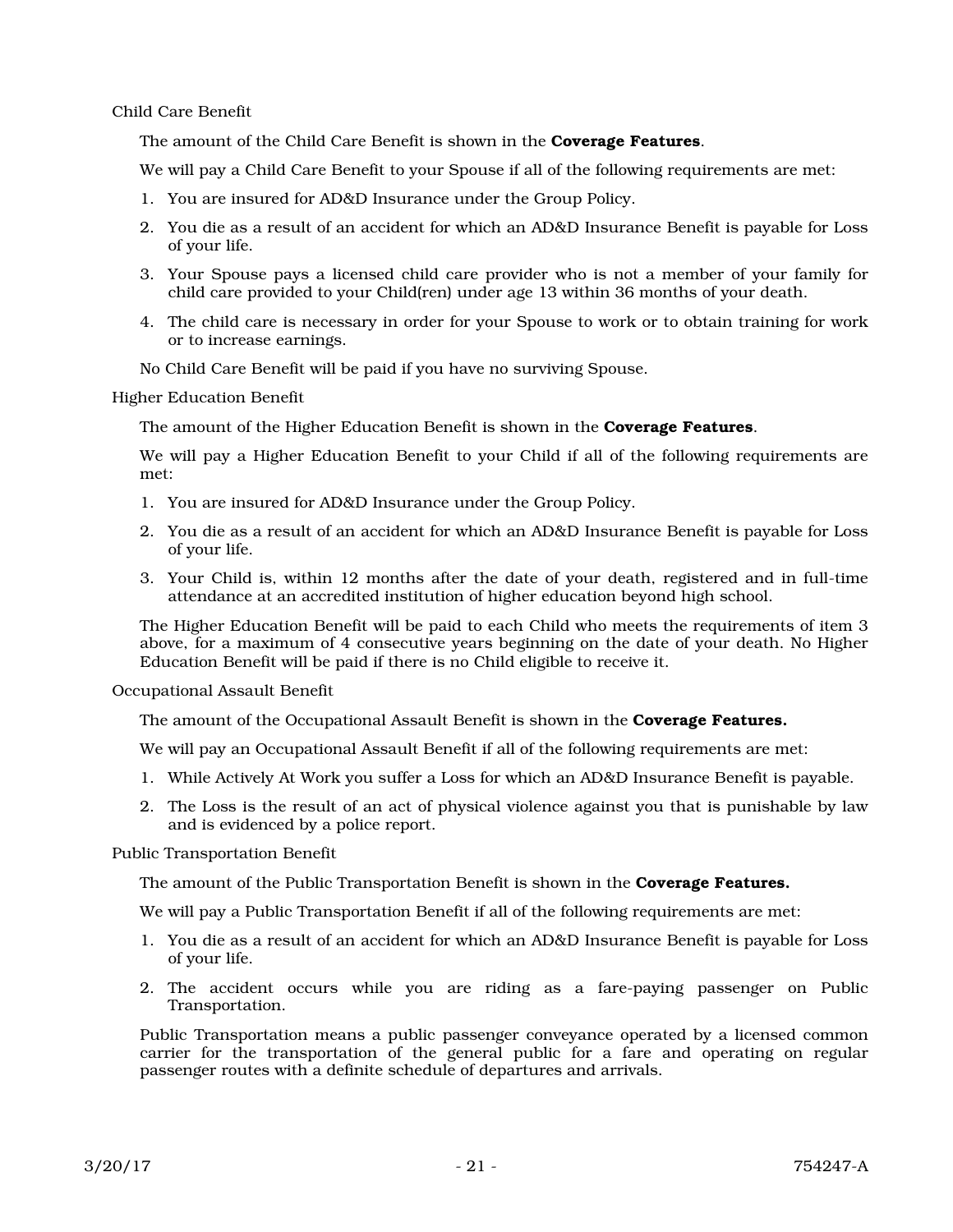### Child Care Benefit

The amount of the Child Care Benefit is shown in the **Coverage Features**.

We will pay a Child Care Benefit to your Spouse if all of the following requirements are met:

1. You are insured for AD&D Insurance under the Group Policy.
2. You die as a result of an accident for which an AD&D Insurance Benefit is payable for Loss of your life.
3. Your Spouse pays a licensed child care provider who is not a member of your family for child care provided to your Child(ren) under age 13 within 36 months of your death.
4. The child care is necessary in order for your Spouse to work or to obtain training for work or to increase earnings.

No Child Care Benefit will be paid if you have no surviving Spouse.

### Higher Education Benefit

The amount of the Higher Education Benefit is shown in the **Coverage Features**.

We will pay a Higher Education Benefit to your Child if all of the following requirements are met:

1. You are insured for AD&D Insurance under the Group Policy.
2. You die as a result of an accident for which an AD&D Insurance Benefit is payable for Loss of your life.
3. Your Child is, within 12 months after the date of your death, registered and in full-time attendance at an accredited institution of higher education beyond high school.

The Higher Education Benefit will be paid to each Child who meets the requirements of item 3 above, for a maximum of 4 consecutive years beginning on the date of your death. No Higher Education Benefit will be paid if there is no Child eligible to receive it.

### Occupational Assault Benefit

The amount of the Occupational Assault Benefit is shown in the **Coverage Features.**

We will pay an Occupational Assault Benefit if all of the following requirements are met:

1. While Actively At Work you suffer a Loss for which an AD&D Insurance Benefit is payable.
2. The Loss is the result of an act of physical violence against you that is punishable by law and is evidenced by a police report.

### Public Transportation Benefit

The amount of the Public Transportation Benefit is shown in the **Coverage Features.**

We will pay a Public Transportation Benefit if all of the following requirements are met:

1. You die as a result of an accident for which an AD&D Insurance Benefit is payable for Loss of your life.
2. The accident occurs while you are riding as a fare-paying passenger on Public Transportation.

Public Transportation means a public passenger conveyance operated by a licensed common carrier for the transportation of the general public for a fare and operating on regular passenger routes with a definite schedule of departures and arrivals.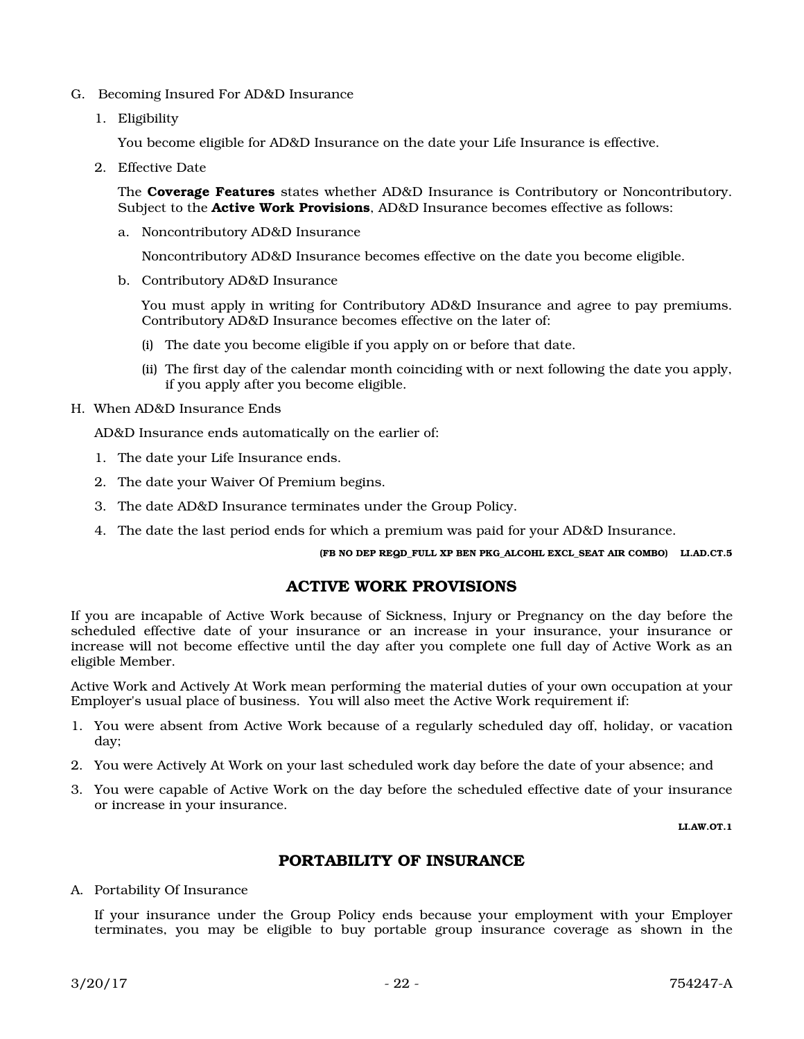G. Becoming Insured For AD&D Insurance

1. Eligibility

   You become eligible for AD&D Insurance on the date your Life Insurance is effective.

2. Effective Date

   The **Coverage Features** states whether AD&D Insurance is Contributory or Noncontributory. Subject to the **Active Work Provisions**, AD&D Insurance becomes effective as follows:

   a. Noncontributory AD&D Insurance

      Noncontributory AD&D Insurance becomes effective on the date you become eligible.

   b. Contributory AD&D Insurance

      You must apply in writing for Contributory AD&D Insurance and agree to pay premiums. Contributory AD&D Insurance becomes effective on the later of:

      (i) The date you become eligible if you apply on or before that date.

      (ii) The first day of the calendar month coinciding with or next following the date you apply, if you apply after you become eligible.

H. When AD&D Insurance Ends

AD&D Insurance ends automatically on the earlier of:

1. The date your Life Insurance ends.
2. The date your Waiver Of Premium begins.
3. The date AD&D Insurance terminates under the Group Policy.
4. The date the last period ends for which a premium was paid for your AD&D Insurance.

**(FB NO DEP REQD_FULL XP BEN PKG_ALCOHL EXCL_SEAT AIR COMBO) LI.AD.CT.5**

## ACTIVE WORK PROVISIONS

If you are incapable of Active Work because of Sickness, Injury or Pregnancy on the day before the scheduled effective date of your insurance or an increase in your insurance, your insurance or increase will not become effective until the day after you complete one full day of Active Work as an eligible Member.

Active Work and Actively At Work mean performing the material duties of your own occupation at your Employer's usual place of business. You will also meet the Active Work requirement if:

1. You were absent from Active Work because of a regularly scheduled day off, holiday, or vacation day;
2. You were Actively At Work on your last scheduled work day before the date of your absence; and
3. You were capable of Active Work on the day before the scheduled effective date of your insurance or increase in your insurance.

**LI.AW.OT.1**

## PORTABILITY OF INSURANCE

A. Portability Of Insurance

If your insurance under the Group Policy ends because your employment with your Employer terminates, you may be eligible to buy portable group insurance coverage as shown in the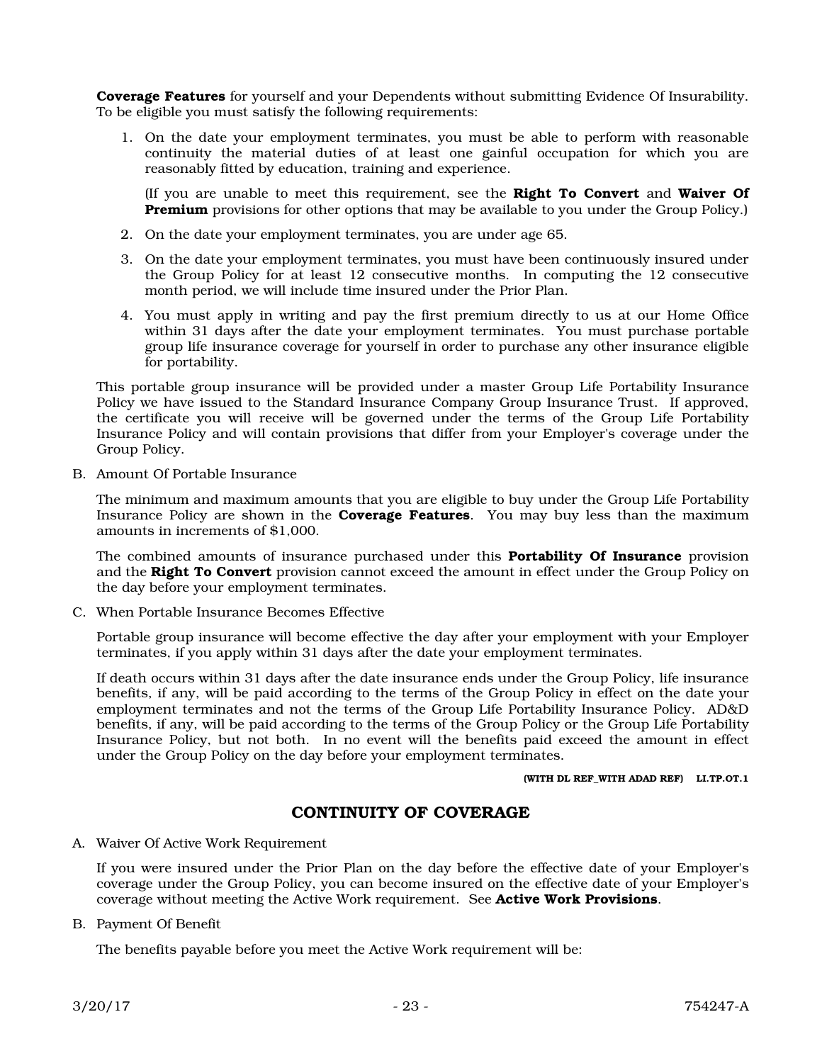**Coverage Features** for yourself and your Dependents without submitting Evidence Of Insurability. To be eligible you must satisfy the following requirements:

1. On the date your employment terminates, you must be able to perform with reasonable continuity the material duties of at least one gainful occupation for which you are reasonably fitted by education, training and experience.

   (If you are unable to meet this requirement, see the **Right To Convert** and **Waiver Of Premium** provisions for other options that may be available to you under the Group Policy.)

2. On the date your employment terminates, you are under age 65.

3. On the date your employment terminates, you must have been continuously insured under the Group Policy for at least 12 consecutive months. In computing the 12 consecutive month period, we will include time insured under the Prior Plan.

4. You must apply in writing and pay the first premium directly to us at our Home Office within 31 days after the date your employment terminates. You must purchase portable group life insurance coverage for yourself in order to purchase any other insurance eligible for portability.

This portable group insurance will be provided under a master Group Life Portability Insurance Policy we have issued to the Standard Insurance Company Group Insurance Trust. If approved, the certificate you will receive will be governed under the terms of the Group Life Portability Insurance Policy and will contain provisions that differ from your Employer's coverage under the Group Policy.

B. Amount Of Portable Insurance

The minimum and maximum amounts that you are eligible to buy under the Group Life Portability Insurance Policy are shown in the **Coverage Features**. You may buy less than the maximum amounts in increments of $1,000.

The combined amounts of insurance purchased under this **Portability Of Insurance** provision and the **Right To Convert** provision cannot exceed the amount in effect under the Group Policy on the day before your employment terminates.

C. When Portable Insurance Becomes Effective

Portable group insurance will become effective the day after your employment with your Employer terminates, if you apply within 31 days after the date your employment terminates.

If death occurs within 31 days after the date insurance ends under the Group Policy, life insurance benefits, if any, will be paid according to the terms of the Group Policy in effect on the date your employment terminates and not the terms of the Group Life Portability Insurance Policy. AD&D benefits, if any, will be paid according to the terms of the Group Policy or the Group Life Portability Insurance Policy, but not both. In no event will the benefits paid exceed the amount in effect under the Group Policy on the day before your employment terminates.

**(WITH DL REF_WITH ADAD REF) LI.TP.OT.1**

## CONTINUITY OF COVERAGE

A. Waiver Of Active Work Requirement

If you were insured under the Prior Plan on the day before the effective date of your Employer's coverage under the Group Policy, you can become insured on the effective date of your Employer's coverage without meeting the Active Work requirement. See **Active Work Provisions**.

B. Payment Of Benefit

The benefits payable before you meet the Active Work requirement will be: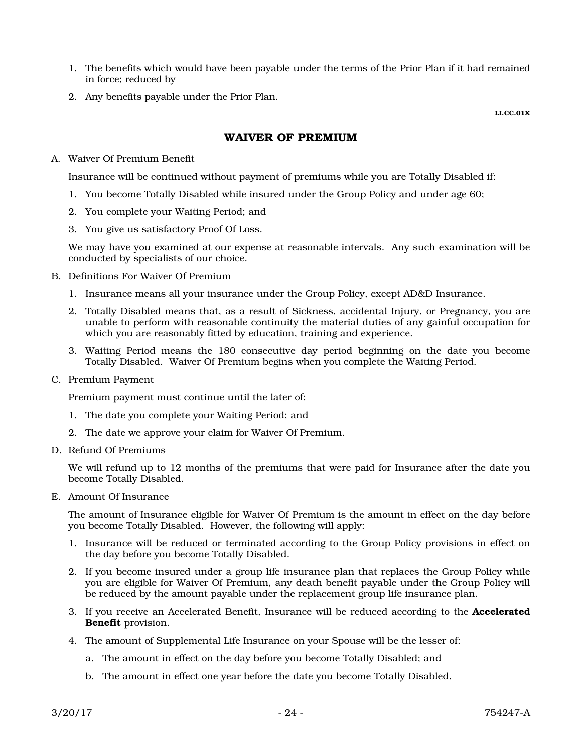1. The benefits which would have been payable under the terms of the Prior Plan if it had remained in force; reduced by
2. Any benefits payable under the Prior Plan.

LI.CC.01X

## WAIVER OF PREMIUM

A. Waiver Of Premium Benefit

   Insurance will be continued without payment of premiums while you are Totally Disabled if:

   1. You become Totally Disabled while insured under the Group Policy and under age 60;
   2. You complete your Waiting Period; and
   3. You give us satisfactory Proof Of Loss.

   We may have you examined at our expense at reasonable intervals. Any such examination will be conducted by specialists of our choice.

B. Definitions For Waiver Of Premium

   1. Insurance means all your insurance under the Group Policy, except AD&D Insurance.
   2. Totally Disabled means that, as a result of Sickness, accidental Injury, or Pregnancy, you are unable to perform with reasonable continuity the material duties of any gainful occupation for which you are reasonably fitted by education, training and experience.
   3. Waiting Period means the 180 consecutive day period beginning on the date you become Totally Disabled. Waiver Of Premium begins when you complete the Waiting Period.

C. Premium Payment

   Premium payment must continue until the later of:

   1. The date you complete your Waiting Period; and
   2. The date we approve your claim for Waiver Of Premium.

D. Refund Of Premiums

   We will refund up to 12 months of the premiums that were paid for Insurance after the date you become Totally Disabled.

E. Amount Of Insurance

   The amount of Insurance eligible for Waiver Of Premium is the amount in effect on the day before you become Totally Disabled. However, the following will apply:

   1. Insurance will be reduced or terminated according to the Group Policy provisions in effect on the day before you become Totally Disabled.
   2. If you become insured under a group life insurance plan that replaces the Group Policy while you are eligible for Waiver Of Premium, any death benefit payable under the Group Policy will be reduced by the amount payable under the replacement group life insurance plan.
   3. If you receive an Accelerated Benefit, Insurance will be reduced according to the **Accelerated Benefit** provision.
   4. The amount of Supplemental Life Insurance on your Spouse will be the lesser of:
      a. The amount in effect on the day before you become Totally Disabled; and
      b. The amount in effect one year before the date you become Totally Disabled.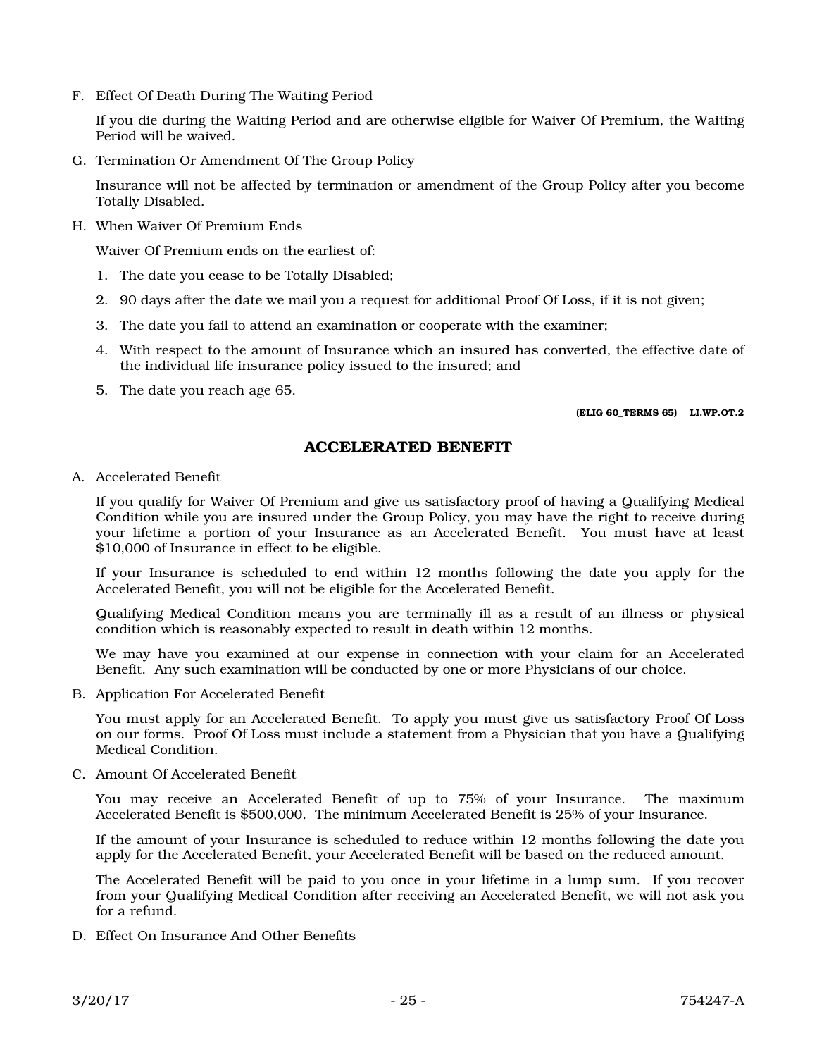F. Effect Of Death During The Waiting Period

If you die during the Waiting Period and are otherwise eligible for Waiver Of Premium, the Waiting Period will be waived.

G. Termination Or Amendment Of The Group Policy

Insurance will not be affected by termination or amendment of the Group Policy after you become Totally Disabled.

H. When Waiver Of Premium Ends

Waiver Of Premium ends on the earliest of:

1. The date you cease to be Totally Disabled;
2. 90 days after the date we mail you a request for additional Proof Of Loss, if it is not given;
3. The date you fail to attend an examination or cooperate with the examiner;
4. With respect to the amount of Insurance which an insured has converted, the effective date of the individual life insurance policy issued to the insured; and
5. The date you reach age 65.

**(ELIG 60_TERMS 65) LI.WP.OT.2**

## ACCELERATED BENEFIT

A. Accelerated Benefit

If you qualify for Waiver Of Premium and give us satisfactory proof of having a Qualifying Medical Condition while you are insured under the Group Policy, you may have the right to receive during your lifetime a portion of your Insurance as an Accelerated Benefit. You must have at least $10,000 of Insurance in effect to be eligible.

If your Insurance is scheduled to end within 12 months following the date you apply for the Accelerated Benefit, you will not be eligible for the Accelerated Benefit.

Qualifying Medical Condition means you are terminally ill as a result of an illness or physical condition which is reasonably expected to result in death within 12 months.

We may have you examined at our expense in connection with your claim for an Accelerated Benefit. Any such examination will be conducted by one or more Physicians of our choice.

B. Application For Accelerated Benefit

You must apply for an Accelerated Benefit. To apply you must give us satisfactory Proof Of Loss on our forms. Proof Of Loss must include a statement from a Physician that you have a Qualifying Medical Condition.

C. Amount Of Accelerated Benefit

You may receive an Accelerated Benefit of up to 75% of your Insurance. The maximum Accelerated Benefit is $500,000. The minimum Accelerated Benefit is 25% of your Insurance.

If the amount of your Insurance is scheduled to reduce within 12 months following the date you apply for the Accelerated Benefit, your Accelerated Benefit will be based on the reduced amount.

The Accelerated Benefit will be paid to you once in your lifetime in a lump sum. If you recover from your Qualifying Medical Condition after receiving an Accelerated Benefit, we will not ask you for a refund.

D. Effect On Insurance And Other Benefits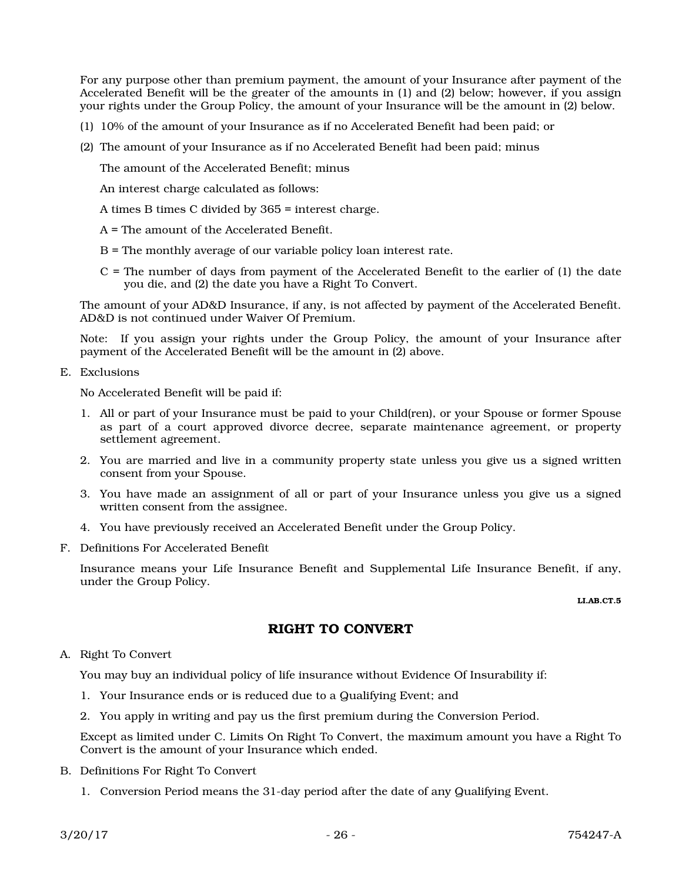For any purpose other than premium payment, the amount of your Insurance after payment of the Accelerated Benefit will be the greater of the amounts in (1) and (2) below; however, if you assign your rights under the Group Policy, the amount of your Insurance will be the amount in (2) below.

(1) 10% of the amount of your Insurance as if no Accelerated Benefit had been paid; or

(2) The amount of your Insurance as if no Accelerated Benefit had been paid; minus

The amount of the Accelerated Benefit; minus

An interest charge calculated as follows:

A times B times C divided by 365 = interest charge.

A = The amount of the Accelerated Benefit.

B = The monthly average of our variable policy loan interest rate.

C = The number of days from payment of the Accelerated Benefit to the earlier of (1) the date you die, and (2) the date you have a Right To Convert.

The amount of your AD&D Insurance, if any, is not affected by payment of the Accelerated Benefit. AD&D is not continued under Waiver Of Premium.

Note: If you assign your rights under the Group Policy, the amount of your Insurance after payment of the Accelerated Benefit will be the amount in (2) above.

E. Exclusions

No Accelerated Benefit will be paid if:

1. All or part of your Insurance must be paid to your Child(ren), or your Spouse or former Spouse as part of a court approved divorce decree, separate maintenance agreement, or property settlement agreement.
2. You are married and live in a community property state unless you give us a signed written consent from your Spouse.
3. You have made an assignment of all or part of your Insurance unless you give us a signed written consent from the assignee.
4. You have previously received an Accelerated Benefit under the Group Policy.

F. Definitions For Accelerated Benefit

Insurance means your Life Insurance Benefit and Supplemental Life Insurance Benefit, if any, under the Group Policy.

LI.AB.CT.5

## RIGHT TO CONVERT

A. Right To Convert

You may buy an individual policy of life insurance without Evidence Of Insurability if:

1. Your Insurance ends or is reduced due to a Qualifying Event; and
2. You apply in writing and pay us the first premium during the Conversion Period.

Except as limited under C. Limits On Right To Convert, the maximum amount you have a Right To Convert is the amount of your Insurance which ended.

B. Definitions For Right To Convert

1. Conversion Period means the 31-day period after the date of any Qualifying Event.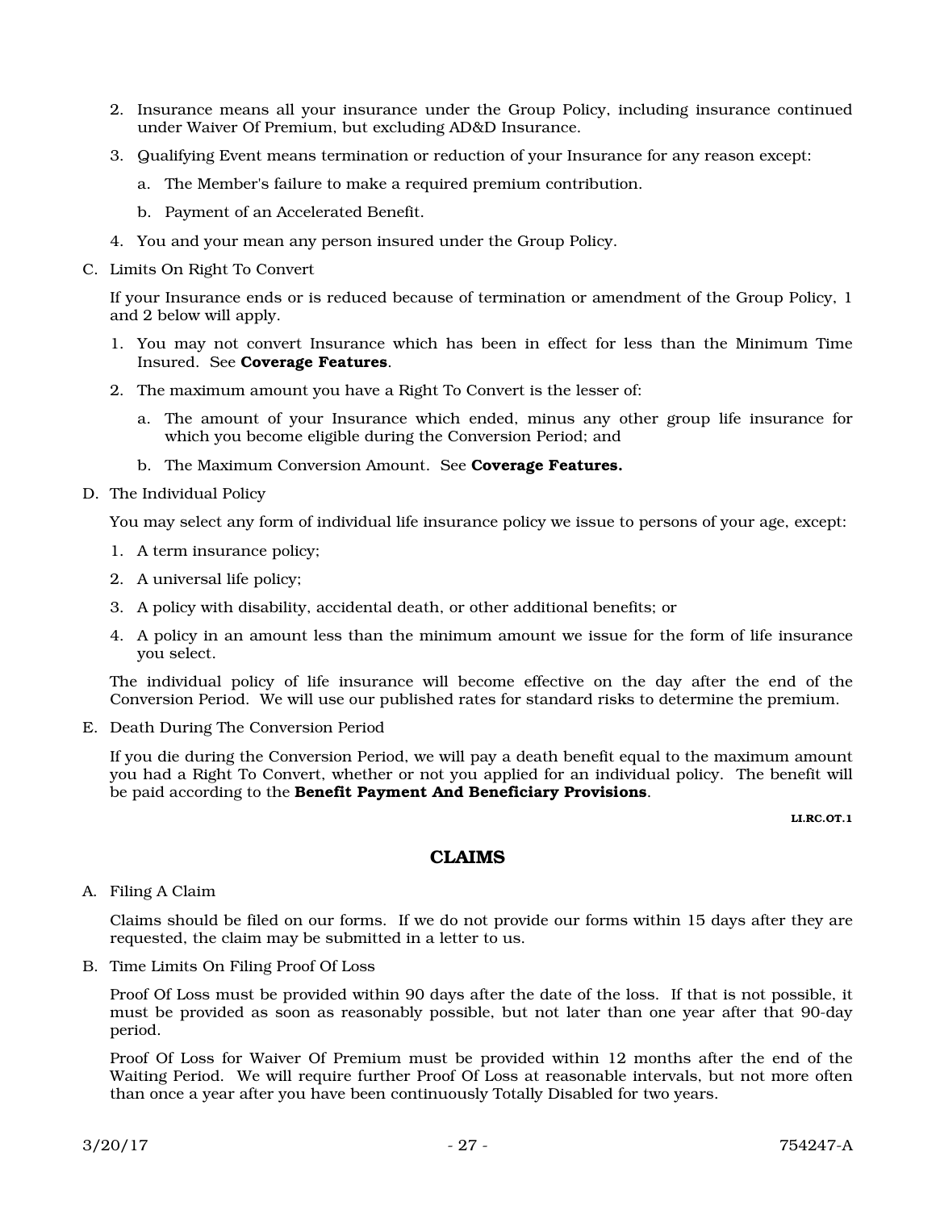2. Insurance means all your insurance under the Group Policy, including insurance continued under Waiver Of Premium, but excluding AD&D Insurance.

3. Qualifying Event means termination or reduction of your Insurance for any reason except:

   a. The Member's failure to make a required premium contribution.

   b. Payment of an Accelerated Benefit.

4. You and your mean any person insured under the Group Policy.

C. Limits On Right To Convert

If your Insurance ends or is reduced because of termination or amendment of the Group Policy, 1 and 2 below will apply.

1. You may not convert Insurance which has been in effect for less than the Minimum Time Insured. See **Coverage Features**.

2. The maximum amount you have a Right To Convert is the lesser of:

   a. The amount of your Insurance which ended, minus any other group life insurance for which you become eligible during the Conversion Period; and

   b. The Maximum Conversion Amount. See **Coverage Features.**

D. The Individual Policy

You may select any form of individual life insurance policy we issue to persons of your age, except:

1. A term insurance policy;

2. A universal life policy;

3. A policy with disability, accidental death, or other additional benefits; or

4. A policy in an amount less than the minimum amount we issue for the form of life insurance you select.

The individual policy of life insurance will become effective on the day after the end of the Conversion Period. We will use our published rates for standard risks to determine the premium.

E. Death During The Conversion Period

If you die during the Conversion Period, we will pay a death benefit equal to the maximum amount you had a Right To Convert, whether or not you applied for an individual policy. The benefit will be paid according to the **Benefit Payment And Beneficiary Provisions**.

**LI.RC.OT.1**

## CLAIMS

A. Filing A Claim

Claims should be filed on our forms. If we do not provide our forms within 15 days after they are requested, the claim may be submitted in a letter to us.

B. Time Limits On Filing Proof Of Loss

Proof Of Loss must be provided within 90 days after the date of the loss. If that is not possible, it must be provided as soon as reasonably possible, but not later than one year after that 90-day period.

Proof Of Loss for Waiver Of Premium must be provided within 12 months after the end of the Waiting Period. We will require further Proof Of Loss at reasonable intervals, but not more often than once a year after you have been continuously Totally Disabled for two years.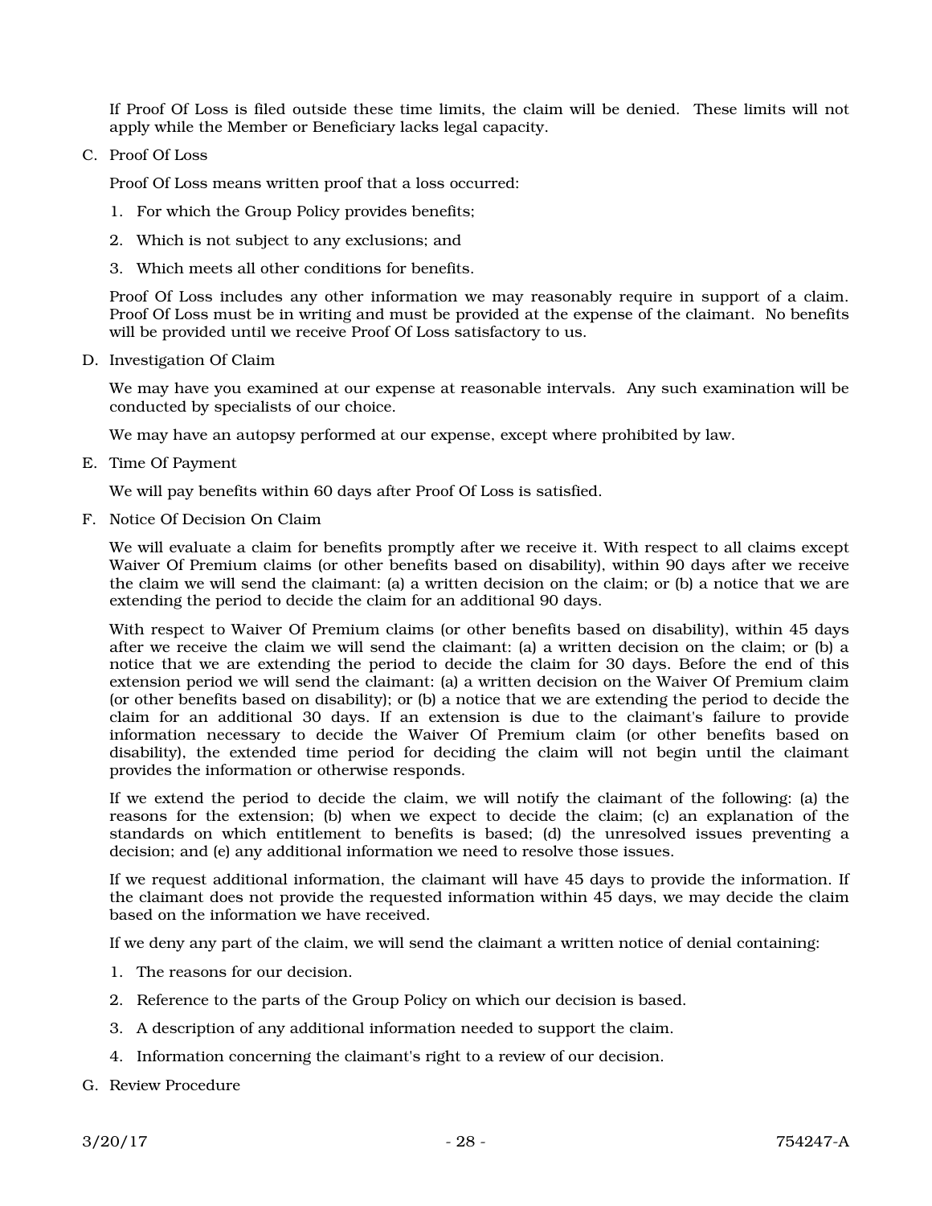If Proof Of Loss is filed outside these time limits, the claim will be denied. These limits will not apply while the Member or Beneficiary lacks legal capacity.

C. Proof Of Loss

Proof Of Loss means written proof that a loss occurred:

1. For which the Group Policy provides benefits;
2. Which is not subject to any exclusions; and
3. Which meets all other conditions for benefits.

Proof Of Loss includes any other information we may reasonably require in support of a claim. Proof Of Loss must be in writing and must be provided at the expense of the claimant. No benefits will be provided until we receive Proof Of Loss satisfactory to us.

D. Investigation Of Claim

We may have you examined at our expense at reasonable intervals. Any such examination will be conducted by specialists of our choice.

We may have an autopsy performed at our expense, except where prohibited by law.

E. Time Of Payment

We will pay benefits within 60 days after Proof Of Loss is satisfied.

F. Notice Of Decision On Claim

We will evaluate a claim for benefits promptly after we receive it. With respect to all claims except Waiver Of Premium claims (or other benefits based on disability), within 90 days after we receive the claim we will send the claimant: (a) a written decision on the claim; or (b) a notice that we are extending the period to decide the claim for an additional 90 days.

With respect to Waiver Of Premium claims (or other benefits based on disability), within 45 days after we receive the claim we will send the claimant: (a) a written decision on the claim; or (b) a notice that we are extending the period to decide the claim for 30 days. Before the end of this extension period we will send the claimant: (a) a written decision on the Waiver Of Premium claim (or other benefits based on disability); or (b) a notice that we are extending the period to decide the claim for an additional 30 days. If an extension is due to the claimant's failure to provide information necessary to decide the Waiver Of Premium claim (or other benefits based on disability), the extended time period for deciding the claim will not begin until the claimant provides the information or otherwise responds.

If we extend the period to decide the claim, we will notify the claimant of the following: (a) the reasons for the extension; (b) when we expect to decide the claim; (c) an explanation of the standards on which entitlement to benefits is based; (d) the unresolved issues preventing a decision; and (e) any additional information we need to resolve those issues.

If we request additional information, the claimant will have 45 days to provide the information. If the claimant does not provide the requested information within 45 days, we may decide the claim based on the information we have received.

If we deny any part of the claim, we will send the claimant a written notice of denial containing:

1. The reasons for our decision.
2. Reference to the parts of the Group Policy on which our decision is based.
3. A description of any additional information needed to support the claim.
4. Information concerning the claimant's right to a review of our decision.

G. Review Procedure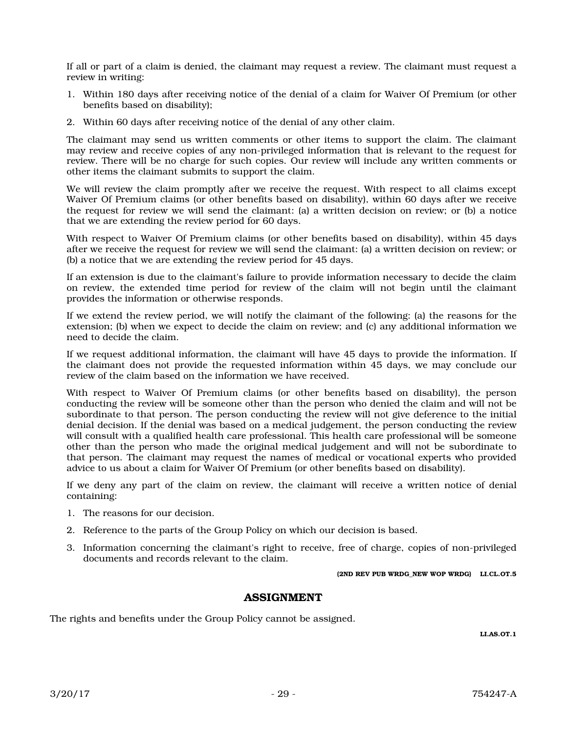If all or part of a claim is denied, the claimant may request a review. The claimant must request a review in writing:

1. Within 180 days after receiving notice of the denial of a claim for Waiver Of Premium (or other benefits based on disability);
2. Within 60 days after receiving notice of the denial of any other claim.

The claimant may send us written comments or other items to support the claim. The claimant may review and receive copies of any non-privileged information that is relevant to the request for review. There will be no charge for such copies. Our review will include any written comments or other items the claimant submits to support the claim.

We will review the claim promptly after we receive the request. With respect to all claims except Waiver Of Premium claims (or other benefits based on disability), within 60 days after we receive the request for review we will send the claimant: (a) a written decision on review; or (b) a notice that we are extending the review period for 60 days.

With respect to Waiver Of Premium claims (or other benefits based on disability), within 45 days after we receive the request for review we will send the claimant: (a) a written decision on review; or (b) a notice that we are extending the review period for 45 days.

If an extension is due to the claimant's failure to provide information necessary to decide the claim on review, the extended time period for review of the claim will not begin until the claimant provides the information or otherwise responds.

If we extend the review period, we will notify the claimant of the following: (a) the reasons for the extension; (b) when we expect to decide the claim on review; and (c) any additional information we need to decide the claim.

If we request additional information, the claimant will have 45 days to provide the information. If the claimant does not provide the requested information within 45 days, we may conclude our review of the claim based on the information we have received.

With respect to Waiver Of Premium claims (or other benefits based on disability), the person conducting the review will be someone other than the person who denied the claim and will not be subordinate to that person. The person conducting the review will not give deference to the initial denial decision. If the denial was based on a medical judgement, the person conducting the review will consult with a qualified health care professional. This health care professional will be someone other than the person who made the original medical judgement and will not be subordinate to that person. The claimant may request the names of medical or vocational experts who provided advice to us about a claim for Waiver Of Premium (or other benefits based on disability).

If we deny any part of the claim on review, the claimant will receive a written notice of denial containing:

1. The reasons for our decision.
2. Reference to the parts of the Group Policy on which our decision is based.
3. Information concerning the claimant's right to receive, free of charge, copies of non-privileged documents and records relevant to the claim.

**(2ND REV PUB WRDG_NEW WOP WRDG) LI.CL.OT.5**

## ASSIGNMENT

The rights and benefits under the Group Policy cannot be assigned.

**LI.AS.OT.1**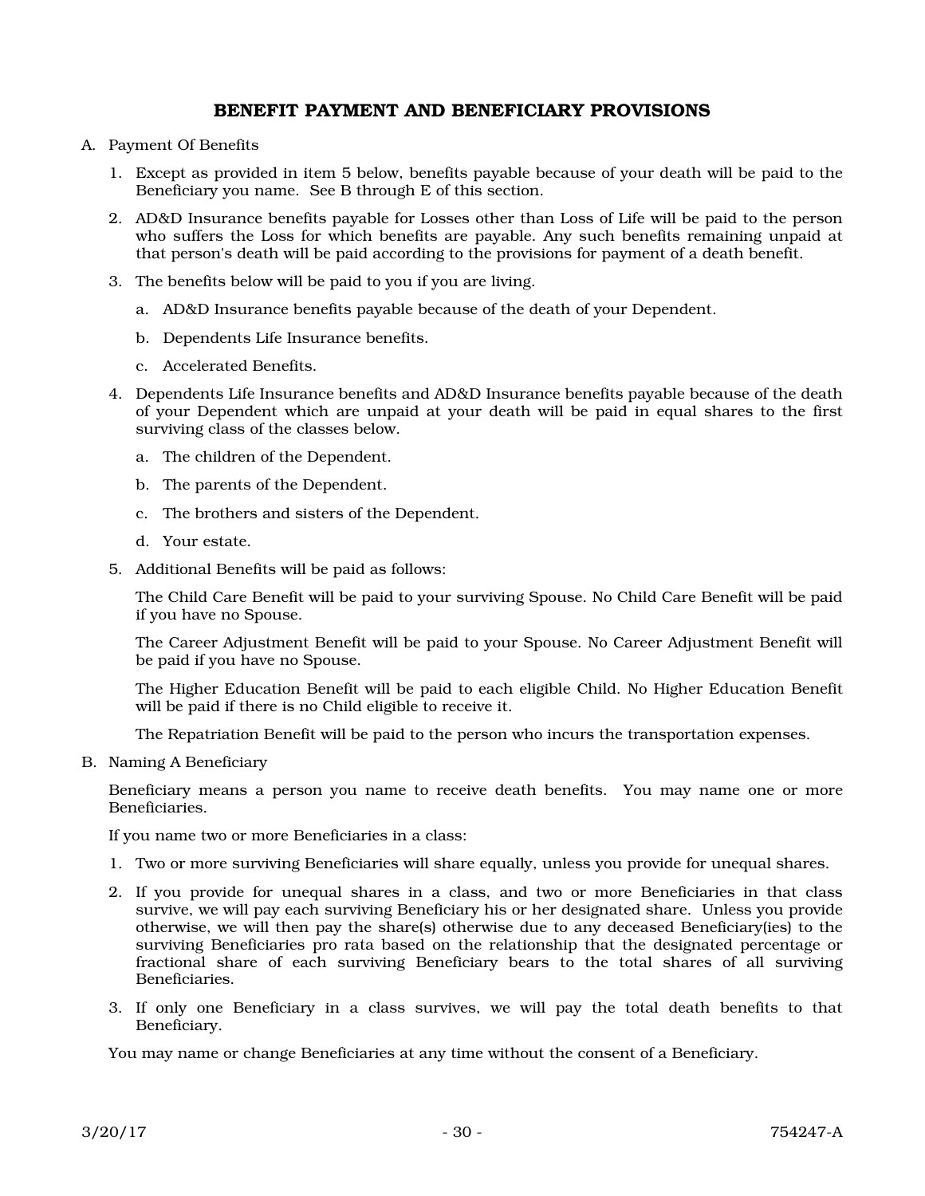## BENEFIT PAYMENT AND BENEFICIARY PROVISIONS

A. Payment Of Benefits

1. Except as provided in item 5 below, benefits payable because of your death will be paid to the Beneficiary you name. See B through E of this section.

2. AD&D Insurance benefits payable for Losses other than Loss of Life will be paid to the person who suffers the Loss for which benefits are payable. Any such benefits remaining unpaid at that person's death will be paid according to the provisions for payment of a death benefit.

3. The benefits below will be paid to you if you are living.

   a. AD&D Insurance benefits payable because of the death of your Dependent.

   b. Dependents Life Insurance benefits.

   c. Accelerated Benefits.

4. Dependents Life Insurance benefits and AD&D Insurance benefits payable because of the death of your Dependent which are unpaid at your death will be paid in equal shares to the first surviving class of the classes below.

   a. The children of the Dependent.

   b. The parents of the Dependent.

   c. The brothers and sisters of the Dependent.

   d. Your estate.

5. Additional Benefits will be paid as follows:

   The Child Care Benefit will be paid to your surviving Spouse. No Child Care Benefit will be paid if you have no Spouse.

   The Career Adjustment Benefit will be paid to your Spouse. No Career Adjustment Benefit will be paid if you have no Spouse.

   The Higher Education Benefit will be paid to each eligible Child. No Higher Education Benefit will be paid if there is no Child eligible to receive it.

   The Repatriation Benefit will be paid to the person who incurs the transportation expenses.

B. Naming A Beneficiary

Beneficiary means a person you name to receive death benefits. You may name one or more Beneficiaries.

If you name two or more Beneficiaries in a class:

1. Two or more surviving Beneficiaries will share equally, unless you provide for unequal shares.

2. If you provide for unequal shares in a class, and two or more Beneficiaries in that class survive, we will pay each surviving Beneficiary his or her designated share. Unless you provide otherwise, we will then pay the share(s) otherwise due to any deceased Beneficiary(ies) to the surviving Beneficiaries pro rata based on the relationship that the designated percentage or fractional share of each surviving Beneficiary bears to the total shares of all surviving Beneficiaries.

3. If only one Beneficiary in a class survives, we will pay the total death benefits to that Beneficiary.

You may name or change Beneficiaries at any time without the consent of a Beneficiary.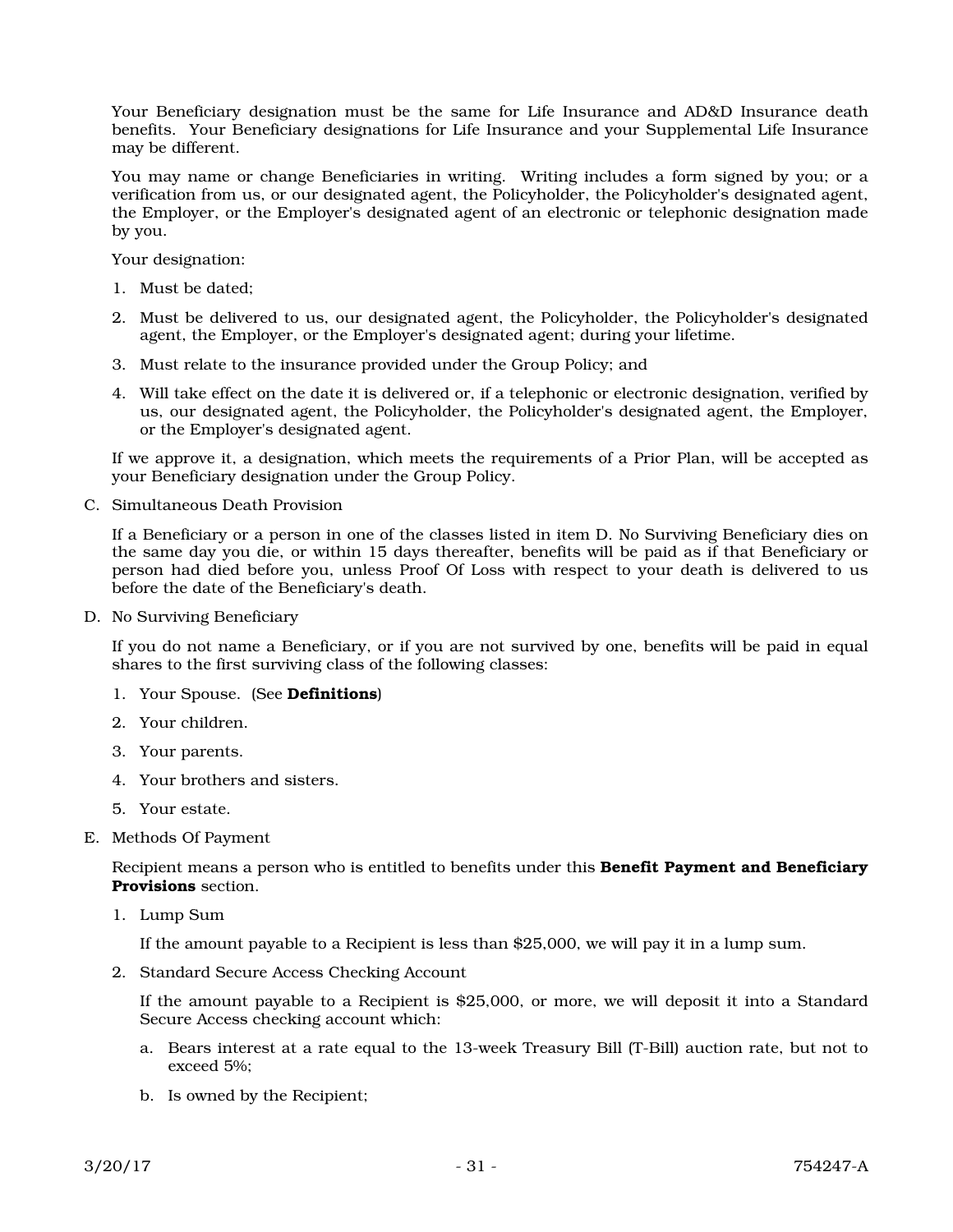Your Beneficiary designation must be the same for Life Insurance and AD&D Insurance death benefits. Your Beneficiary designations for Life Insurance and your Supplemental Life Insurance may be different.

You may name or change Beneficiaries in writing. Writing includes a form signed by you; or a verification from us, or our designated agent, the Policyholder, the Policyholder's designated agent, the Employer, or the Employer's designated agent of an electronic or telephonic designation made by you.

Your designation:

1. Must be dated;
2. Must be delivered to us, our designated agent, the Policyholder, the Policyholder's designated agent, the Employer, or the Employer's designated agent; during your lifetime.
3. Must relate to the insurance provided under the Group Policy; and
4. Will take effect on the date it is delivered or, if a telephonic or electronic designation, verified by us, our designated agent, the Policyholder, the Policyholder's designated agent, the Employer, or the Employer's designated agent.

If we approve it, a designation, which meets the requirements of a Prior Plan, will be accepted as your Beneficiary designation under the Group Policy.

C. Simultaneous Death Provision

If a Beneficiary or a person in one of the classes listed in item D. No Surviving Beneficiary dies on the same day you die, or within 15 days thereafter, benefits will be paid as if that Beneficiary or person had died before you, unless Proof Of Loss with respect to your death is delivered to us before the date of the Beneficiary's death.

D. No Surviving Beneficiary

If you do not name a Beneficiary, or if you are not survived by one, benefits will be paid in equal shares to the first surviving class of the following classes:

1. Your Spouse. (See **Definitions**)
2. Your children.
3. Your parents.
4. Your brothers and sisters.
5. Your estate.

E. Methods Of Payment

Recipient means a person who is entitled to benefits under this **Benefit Payment and Beneficiary Provisions** section.

1. Lump Sum

   If the amount payable to a Recipient is less than $25,000, we will pay it in a lump sum.

2. Standard Secure Access Checking Account

   If the amount payable to a Recipient is $25,000, or more, we will deposit it into a Standard Secure Access checking account which:

   a. Bears interest at a rate equal to the 13-week Treasury Bill (T-Bill) auction rate, but not to exceed 5%;
   b. Is owned by the Recipient;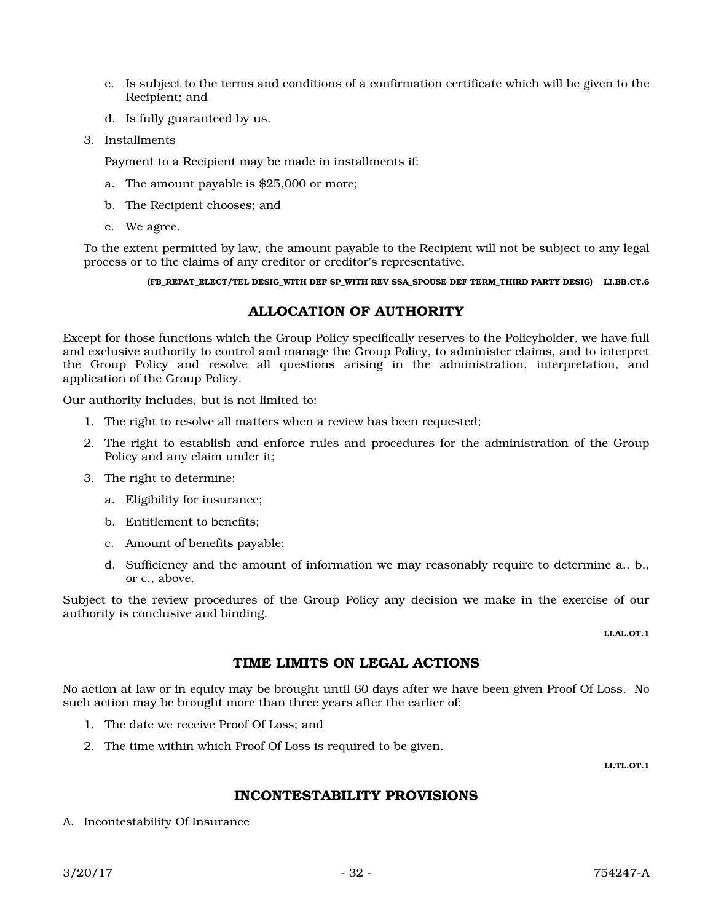c. Is subject to the terms and conditions of a confirmation certificate which will be given to the Recipient; and

d. Is fully guaranteed by us.

3. Installments

   Payment to a Recipient may be made in installments if:

   a. The amount payable is $25,000 or more;

   b. The Recipient chooses; and

   c. We agree.

To the extent permitted by law, the amount payable to the Recipient will not be subject to any legal process or to the claims of any creditor or creditor's representative.

**(FB_REPAT_ELECT/TEL DESIG_WITH DEF SP_WITH REV SSA_SPOUSE DEF TERM_THIRD PARTY DESIG) LI.BB.CT.6**

## ALLOCATION OF AUTHORITY

Except for those functions which the Group Policy specifically reserves to the Policyholder, we have full and exclusive authority to control and manage the Group Policy, to administer claims, and to interpret the Group Policy and resolve all questions arising in the administration, interpretation, and application of the Group Policy.

Our authority includes, but is not limited to:

1. The right to resolve all matters when a review has been requested;
2. The right to establish and enforce rules and procedures for the administration of the Group Policy and any claim under it;
3. The right to determine:
   a. Eligibility for insurance;
   b. Entitlement to benefits;
   c. Amount of benefits payable;
   d. Sufficiency and the amount of information we may reasonably require to determine a., b., or c., above.

Subject to the review procedures of the Group Policy any decision we make in the exercise of our authority is conclusive and binding.

**LI.AL.OT.1**

## TIME LIMITS ON LEGAL ACTIONS

No action at law or in equity may be brought until 60 days after we have been given Proof Of Loss. No such action may be brought more than three years after the earlier of:

1. The date we receive Proof Of Loss; and
2. The time within which Proof Of Loss is required to be given.

**LI.TL.OT.1**

## INCONTESTABILITY PROVISIONS

A. Incontestability Of Insurance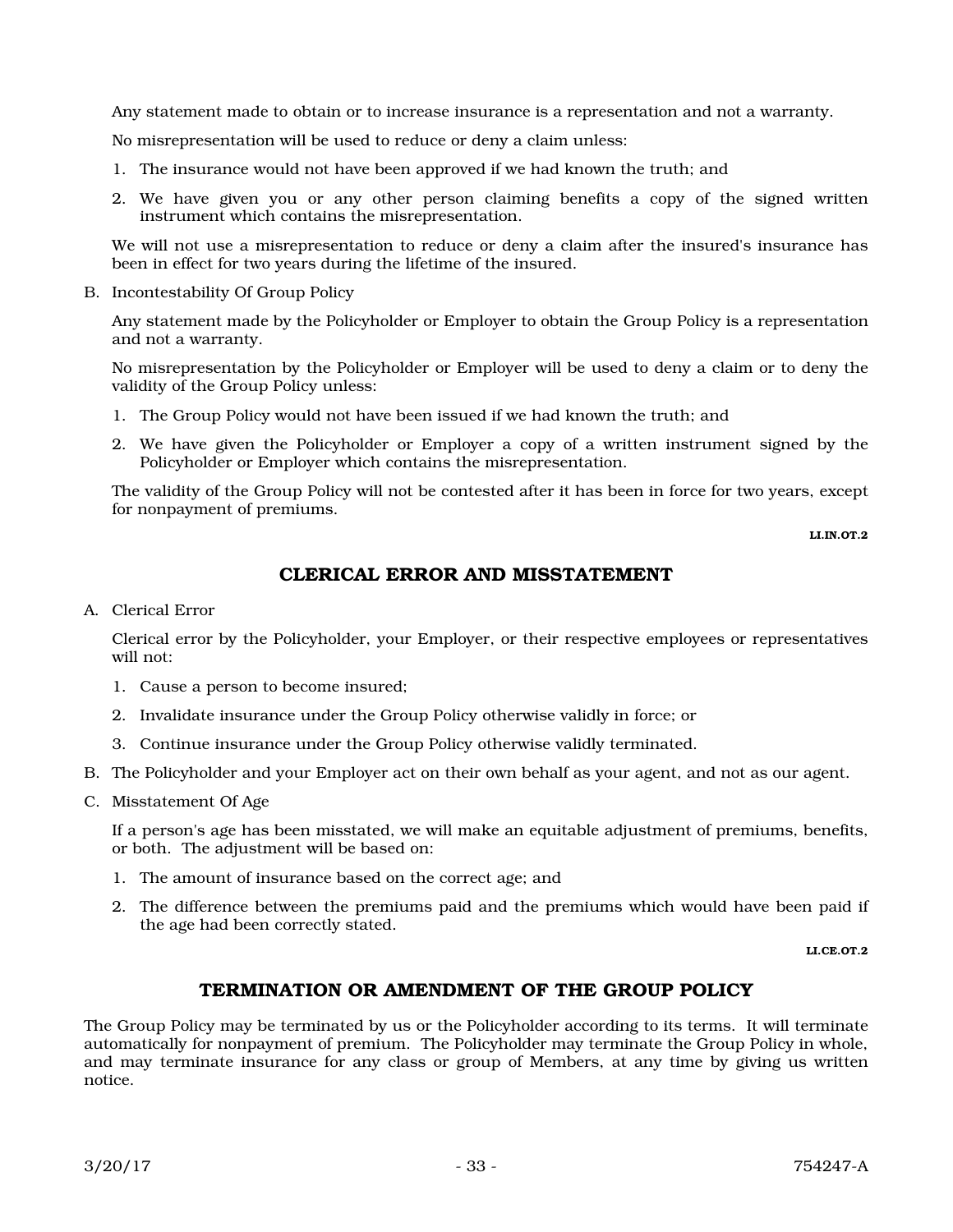Any statement made to obtain or to increase insurance is a representation and not a warranty.

No misrepresentation will be used to reduce or deny a claim unless:

1. The insurance would not have been approved if we had known the truth; and
2. We have given you or any other person claiming benefits a copy of the signed written instrument which contains the misrepresentation.

We will not use a misrepresentation to reduce or deny a claim after the insured's insurance has been in effect for two years during the lifetime of the insured.

B. Incontestability Of Group Policy

Any statement made by the Policyholder or Employer to obtain the Group Policy is a representation and not a warranty.

No misrepresentation by the Policyholder or Employer will be used to deny a claim or to deny the validity of the Group Policy unless:

1. The Group Policy would not have been issued if we had known the truth; and
2. We have given the Policyholder or Employer a copy of a written instrument signed by the Policyholder or Employer which contains the misrepresentation.

The validity of the Group Policy will not be contested after it has been in force for two years, except for nonpayment of premiums.

**LI.IN.OT.2**

## CLERICAL ERROR AND MISSTATEMENT

A. Clerical Error

Clerical error by the Policyholder, your Employer, or their respective employees or representatives will not:

1. Cause a person to become insured;
2. Invalidate insurance under the Group Policy otherwise validly in force; or
3. Continue insurance under the Group Policy otherwise validly terminated.

B. The Policyholder and your Employer act on their own behalf as your agent, and not as our agent.

C. Misstatement Of Age

If a person's age has been misstated, we will make an equitable adjustment of premiums, benefits, or both. The adjustment will be based on:

1. The amount of insurance based on the correct age; and
2. The difference between the premiums paid and the premiums which would have been paid if the age had been correctly stated.

**LI.CE.OT.2**

## TERMINATION OR AMENDMENT OF THE GROUP POLICY

The Group Policy may be terminated by us or the Policyholder according to its terms. It will terminate automatically for nonpayment of premium. The Policyholder may terminate the Group Policy in whole, and may terminate insurance for any class or group of Members, at any time by giving us written notice.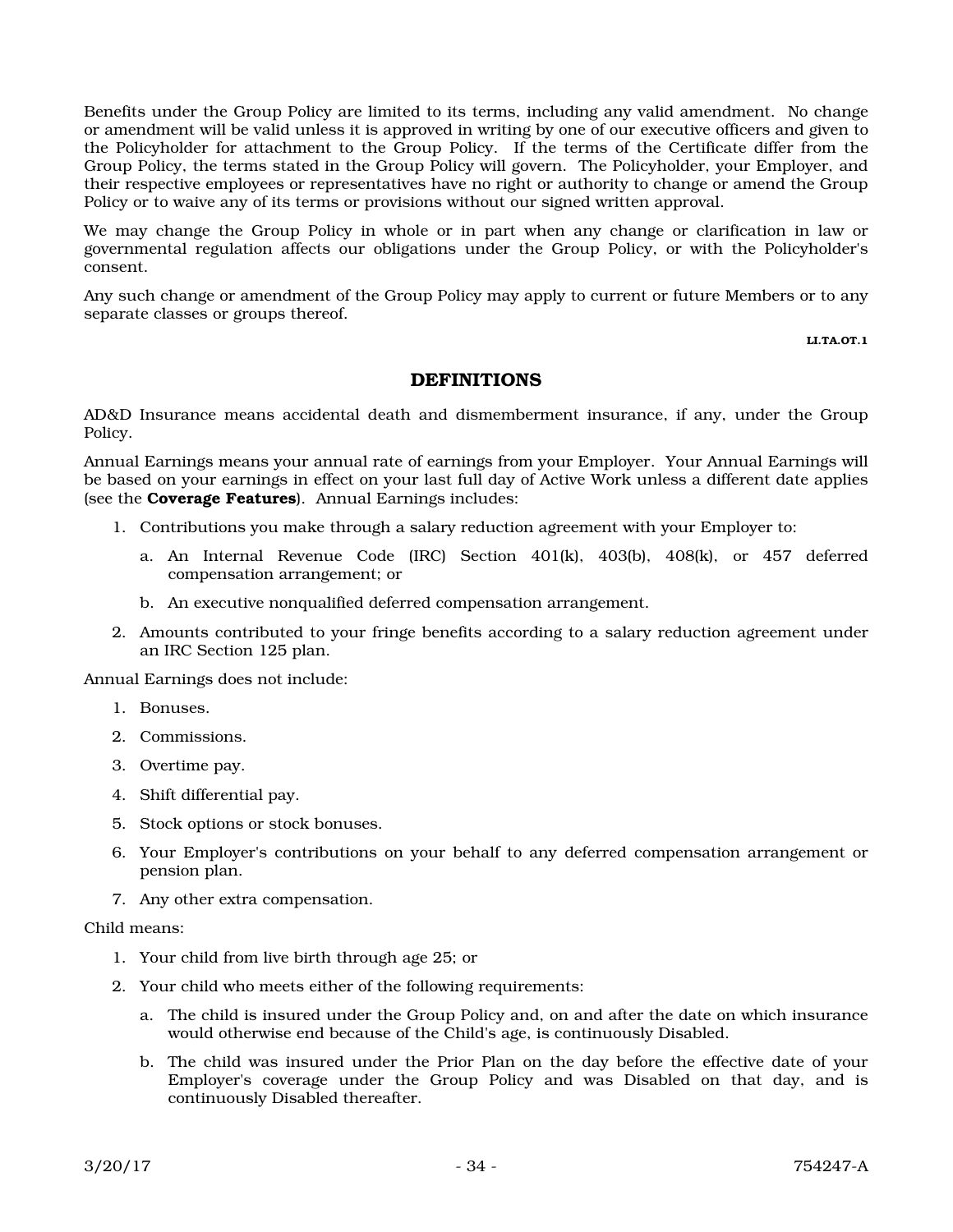Benefits under the Group Policy are limited to its terms, including any valid amendment. No change or amendment will be valid unless it is approved in writing by one of our executive officers and given to the Policyholder for attachment to the Group Policy. If the terms of the Certificate differ from the Group Policy, the terms stated in the Group Policy will govern. The Policyholder, your Employer, and their respective employees or representatives have no right or authority to change or amend the Group Policy or to waive any of its terms or provisions without our signed written approval.

We may change the Group Policy in whole or in part when any change or clarification in law or governmental regulation affects our obligations under the Group Policy, or with the Policyholder's consent.

Any such change or amendment of the Group Policy may apply to current or future Members or to any separate classes or groups thereof.

LI.TA.OT.1

## DEFINITIONS

AD&D Insurance means accidental death and dismemberment insurance, if any, under the Group Policy.

Annual Earnings means your annual rate of earnings from your Employer. Your Annual Earnings will be based on your earnings in effect on your last full day of Active Work unless a different date applies (see the **Coverage Features**). Annual Earnings includes:

1. Contributions you make through a salary reduction agreement with your Employer to:
   a. An Internal Revenue Code (IRC) Section 401(k), 403(b), 408(k), or 457 deferred compensation arrangement; or
   b. An executive nonqualified deferred compensation arrangement.
2. Amounts contributed to your fringe benefits according to a salary reduction agreement under an IRC Section 125 plan.

Annual Earnings does not include:

1. Bonuses.
2. Commissions.
3. Overtime pay.
4. Shift differential pay.
5. Stock options or stock bonuses.
6. Your Employer's contributions on your behalf to any deferred compensation arrangement or pension plan.
7. Any other extra compensation.

Child means:

1. Your child from live birth through age 25; or
2. Your child who meets either of the following requirements:
   a. The child is insured under the Group Policy and, on and after the date on which insurance would otherwise end because of the Child's age, is continuously Disabled.
   b. The child was insured under the Prior Plan on the day before the effective date of your Employer's coverage under the Group Policy and was Disabled on that day, and is continuously Disabled thereafter.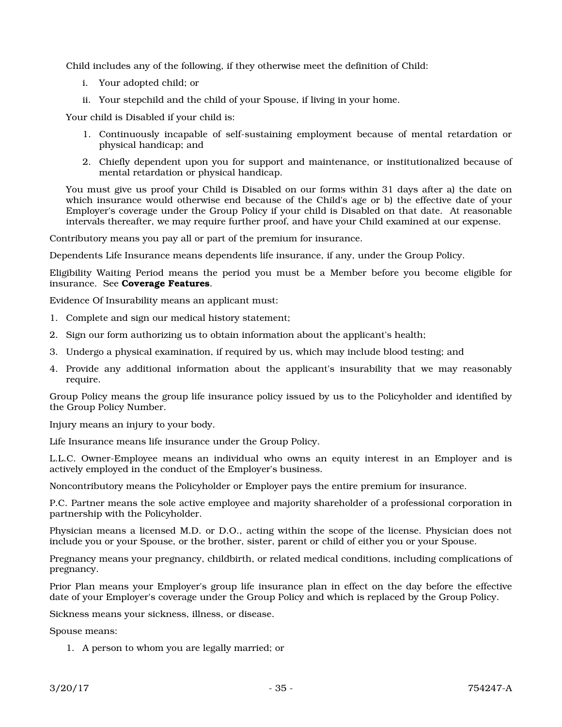Child includes any of the following, if they otherwise meet the definition of Child:

i. Your adopted child; or

ii. Your stepchild and the child of your Spouse, if living in your home.

Your child is Disabled if your child is:

1. Continuously incapable of self-sustaining employment because of mental retardation or physical handicap; and
2. Chiefly dependent upon you for support and maintenance, or institutionalized because of mental retardation or physical handicap.

You must give us proof your Child is Disabled on our forms within 31 days after a) the date on which insurance would otherwise end because of the Child's age or b) the effective date of your Employer's coverage under the Group Policy if your child is Disabled on that date. At reasonable intervals thereafter, we may require further proof, and have your Child examined at our expense.

Contributory means you pay all or part of the premium for insurance.

Dependents Life Insurance means dependents life insurance, if any, under the Group Policy.

Eligibility Waiting Period means the period you must be a Member before you become eligible for insurance. See **Coverage Features**.

Evidence Of Insurability means an applicant must:

1. Complete and sign our medical history statement;
2. Sign our form authorizing us to obtain information about the applicant's health;
3. Undergo a physical examination, if required by us, which may include blood testing; and
4. Provide any additional information about the applicant's insurability that we may reasonably require.

Group Policy means the group life insurance policy issued by us to the Policyholder and identified by the Group Policy Number.

Injury means an injury to your body.

Life Insurance means life insurance under the Group Policy.

L.L.C. Owner-Employee means an individual who owns an equity interest in an Employer and is actively employed in the conduct of the Employer's business.

Noncontributory means the Policyholder or Employer pays the entire premium for insurance.

P.C. Partner means the sole active employee and majority shareholder of a professional corporation in partnership with the Policyholder.

Physician means a licensed M.D. or D.O., acting within the scope of the license. Physician does not include you or your Spouse, or the brother, sister, parent or child of either you or your Spouse.

Pregnancy means your pregnancy, childbirth, or related medical conditions, including complications of pregnancy.

Prior Plan means your Employer's group life insurance plan in effect on the day before the effective date of your Employer's coverage under the Group Policy and which is replaced by the Group Policy.

Sickness means your sickness, illness, or disease.

Spouse means:

1. A person to whom you are legally married; or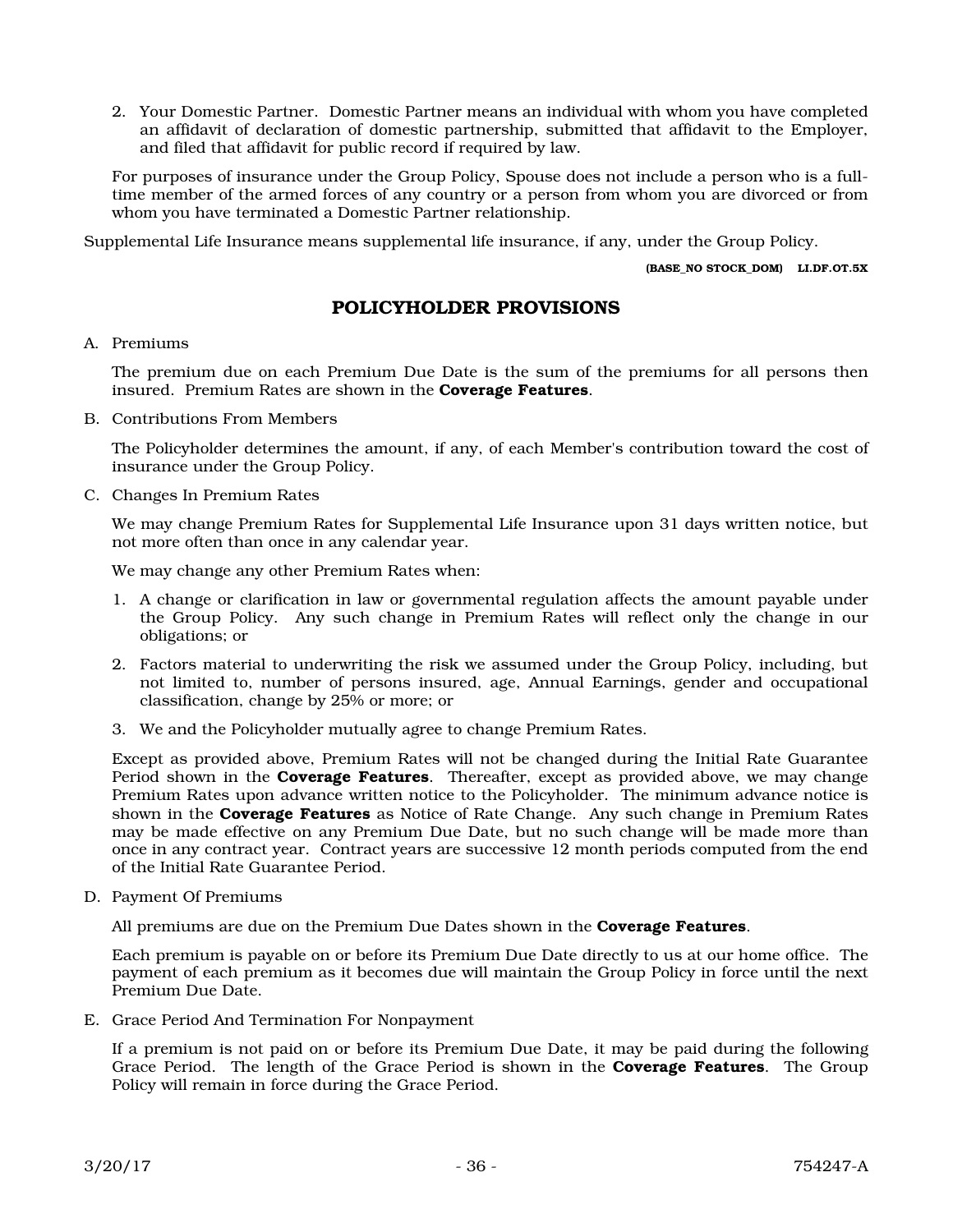2. Your Domestic Partner. Domestic Partner means an individual with whom you have completed an affidavit of declaration of domestic partnership, submitted that affidavit to the Employer, and filed that affidavit for public record if required by law.

For purposes of insurance under the Group Policy, Spouse does not include a person who is a full-time member of the armed forces of any country or a person from whom you are divorced or from whom you have terminated a Domestic Partner relationship.

Supplemental Life Insurance means supplemental life insurance, if any, under the Group Policy.

**(BASE_NO STOCK_DOM) LI.DF.OT.5X**

## POLICYHOLDER PROVISIONS

A. Premiums

The premium due on each Premium Due Date is the sum of the premiums for all persons then insured. Premium Rates are shown in the **Coverage Features**.

B. Contributions From Members

The Policyholder determines the amount, if any, of each Member's contribution toward the cost of insurance under the Group Policy.

C. Changes In Premium Rates

We may change Premium Rates for Supplemental Life Insurance upon 31 days written notice, but not more often than once in any calendar year.

We may change any other Premium Rates when:

1. A change or clarification in law or governmental regulation affects the amount payable under the Group Policy. Any such change in Premium Rates will reflect only the change in our obligations; or
2. Factors material to underwriting the risk we assumed under the Group Policy, including, but not limited to, number of persons insured, age, Annual Earnings, gender and occupational classification, change by 25% or more; or
3. We and the Policyholder mutually agree to change Premium Rates.

Except as provided above, Premium Rates will not be changed during the Initial Rate Guarantee Period shown in the **Coverage Features**. Thereafter, except as provided above, we may change Premium Rates upon advance written notice to the Policyholder. The minimum advance notice is shown in the **Coverage Features** as Notice of Rate Change. Any such change in Premium Rates may be made effective on any Premium Due Date, but no such change will be made more than once in any contract year. Contract years are successive 12 month periods computed from the end of the Initial Rate Guarantee Period.

D. Payment Of Premiums

All premiums are due on the Premium Due Dates shown in the **Coverage Features**.

Each premium is payable on or before its Premium Due Date directly to us at our home office. The payment of each premium as it becomes due will maintain the Group Policy in force until the next Premium Due Date.

E. Grace Period And Termination For Nonpayment

If a premium is not paid on or before its Premium Due Date, it may be paid during the following Grace Period. The length of the Grace Period is shown in the **Coverage Features**. The Group Policy will remain in force during the Grace Period.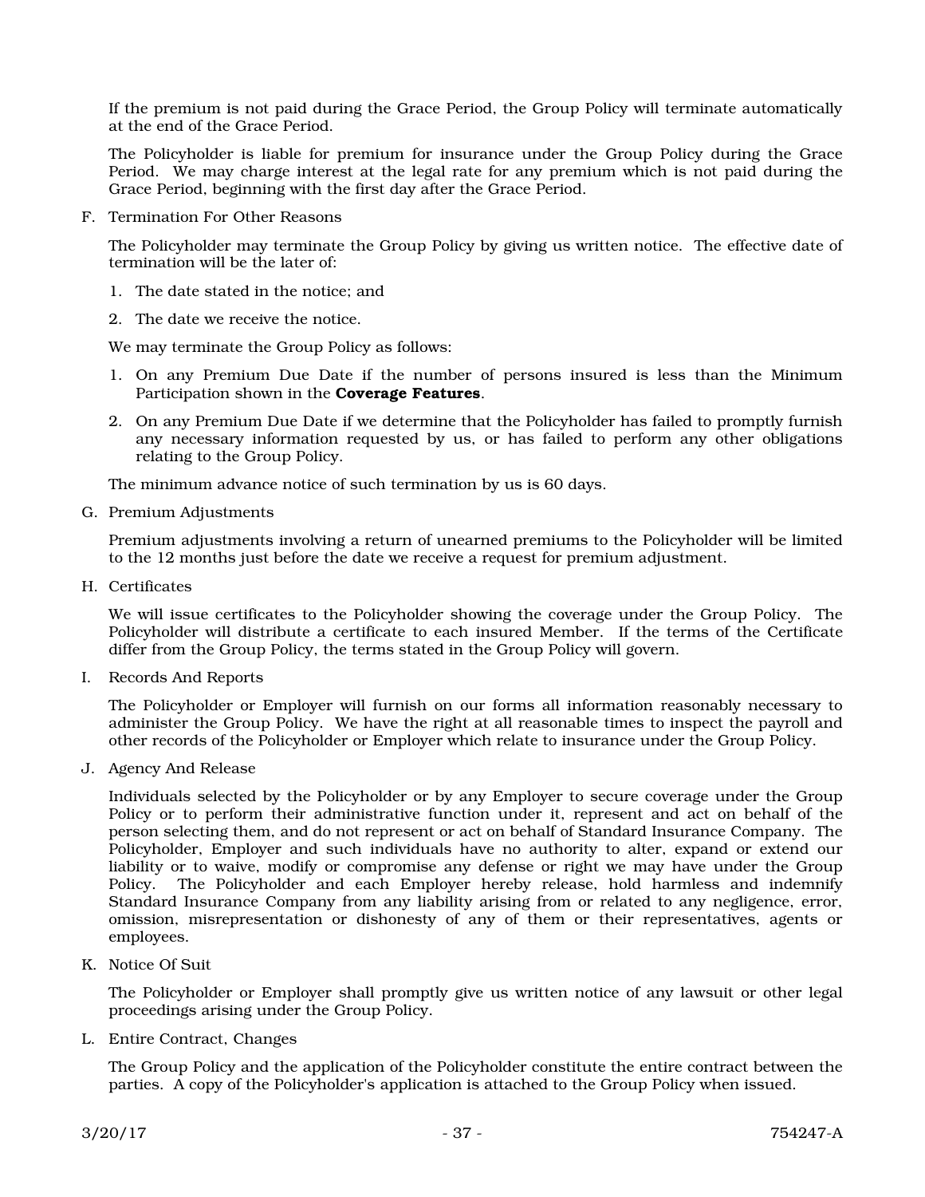If the premium is not paid during the Grace Period, the Group Policy will terminate automatically at the end of the Grace Period.

The Policyholder is liable for premium for insurance under the Group Policy during the Grace Period. We may charge interest at the legal rate for any premium which is not paid during the Grace Period, beginning with the first day after the Grace Period.

F. Termination For Other Reasons

The Policyholder may terminate the Group Policy by giving us written notice. The effective date of termination will be the later of:

1. The date stated in the notice; and
2. The date we receive the notice.

We may terminate the Group Policy as follows:

1. On any Premium Due Date if the number of persons insured is less than the Minimum Participation shown in the **Coverage Features**.
2. On any Premium Due Date if we determine that the Policyholder has failed to promptly furnish any necessary information requested by us, or has failed to perform any other obligations relating to the Group Policy.

The minimum advance notice of such termination by us is 60 days.

G. Premium Adjustments

Premium adjustments involving a return of unearned premiums to the Policyholder will be limited to the 12 months just before the date we receive a request for premium adjustment.

H. Certificates

We will issue certificates to the Policyholder showing the coverage under the Group Policy. The Policyholder will distribute a certificate to each insured Member. If the terms of the Certificate differ from the Group Policy, the terms stated in the Group Policy will govern.

I. Records And Reports

The Policyholder or Employer will furnish on our forms all information reasonably necessary to administer the Group Policy. We have the right at all reasonable times to inspect the payroll and other records of the Policyholder or Employer which relate to insurance under the Group Policy.

J. Agency And Release

Individuals selected by the Policyholder or by any Employer to secure coverage under the Group Policy or to perform their administrative function under it, represent and act on behalf of the person selecting them, and do not represent or act on behalf of Standard Insurance Company. The Policyholder, Employer and such individuals have no authority to alter, expand or extend our liability or to waive, modify or compromise any defense or right we may have under the Group Policy. The Policyholder and each Employer hereby release, hold harmless and indemnify Standard Insurance Company from any liability arising from or related to any negligence, error, omission, misrepresentation or dishonesty of any of them or their representatives, agents or employees.

K. Notice Of Suit

The Policyholder or Employer shall promptly give us written notice of any lawsuit or other legal proceedings arising under the Group Policy.

L. Entire Contract, Changes

The Group Policy and the application of the Policyholder constitute the entire contract between the parties. A copy of the Policyholder's application is attached to the Group Policy when issued.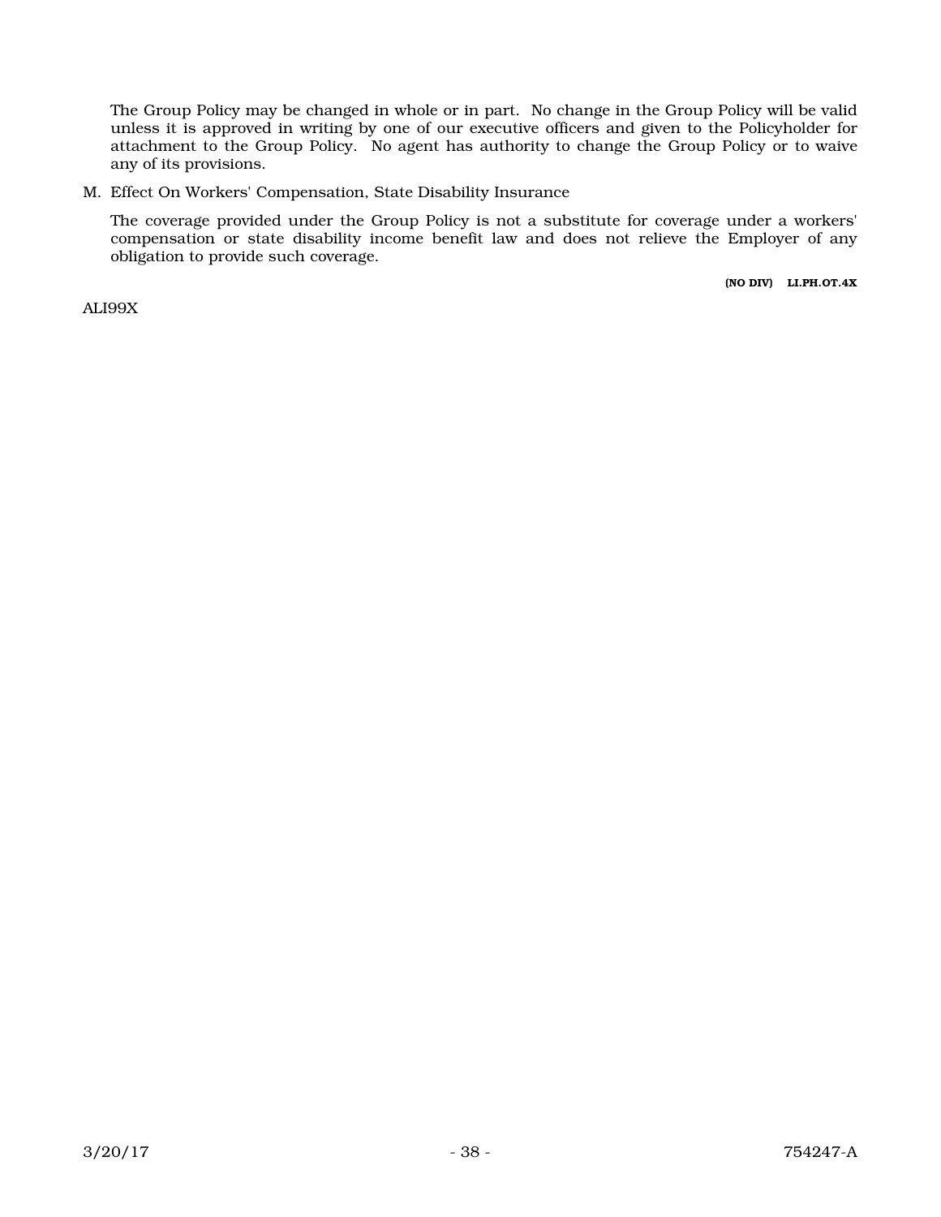The Group Policy may be changed in whole or in part. No change in the Group Policy will be valid unless it is approved in writing by one of our executive officers and given to the Policyholder for attachment to the Group Policy. No agent has authority to change the Group Policy or to waive any of its provisions.

M. Effect On Workers' Compensation, State Disability Insurance

The coverage provided under the Group Policy is not a substitute for coverage under a workers' compensation or state disability income benefit law and does not relieve the Employer of any obligation to provide such coverage.

**(NO DIV) LI.PH.OT.4X**

ALI99X